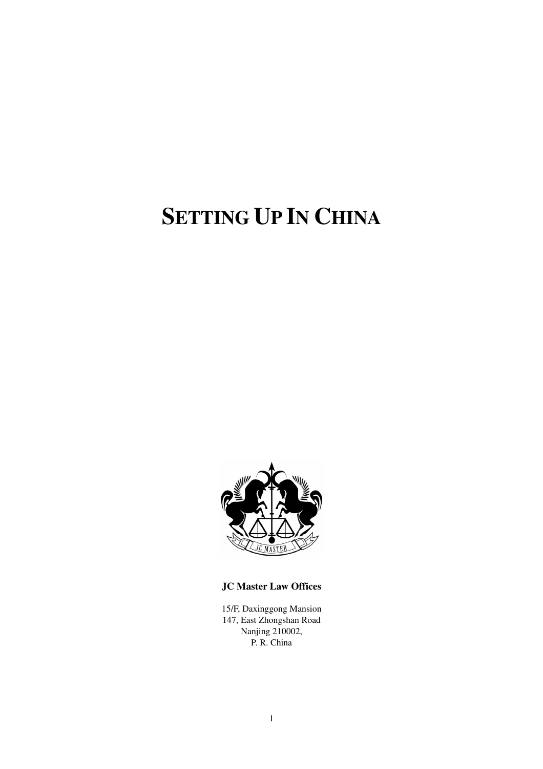# SETTING UP IN CHINA

**JC Master Law Offices**

15/F, Daxinggong Mansion
147, East Zhongshan Road
Nanjing 210002,
P. R. China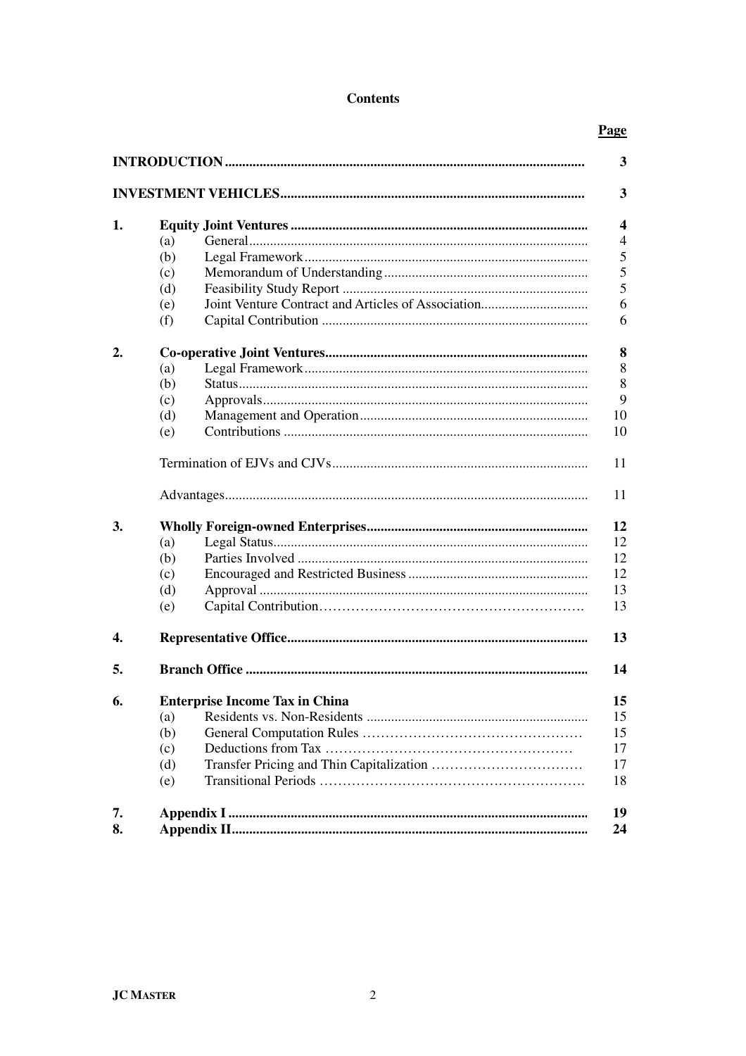# Contents

| | | Page |
|---|---|---|
| **INTRODUCTION** | | **3** |
| **INVESTMENT VEHICLES** | | **3** |
| **1.** | **Equity Joint Ventures** | **4** |
| | (a) General | 4 |
| | (b) Legal Framework | 5 |
| | (c) Memorandum of Understanding | 5 |
| | (d) Feasibility Study Report | 5 |
| | (e) Joint Venture Contract and Articles of Association | 6 |
| | (f) Capital Contribution | 6 |
| **2.** | **Co-operative Joint Ventures** | **8** |
| | (a) Legal Framework | 8 |
| | (b) Status | 8 |
| | (c) Approvals | 9 |
| | (d) Management and Operation | 10 |
| | (e) Contributions | 10 |
| | Termination of EJVs and CJVs | 11 |
| | Advantages | 11 |
| **3.** | **Wholly Foreign-owned Enterprises** | **12** |
| | (a) Legal Status | 12 |
| | (b) Parties Involved | 12 |
| | (c) Encouraged and Restricted Business | 12 |
| | (d) Approval | 13 |
| | (e) Capital Contribution | 13 |
| **4.** | **Representative Office** | **13** |
| **5.** | **Branch Office** | **14** |
| **6.** | **Enterprise Income Tax in China** | **15** |
| | (a) Residents vs. Non-Residents | 15 |
| | (b) General Computation Rules | 15 |
| | (c) Deductions from Tax | 17 |
| | (d) Transfer Pricing and Thin Capitalization | 17 |
| | (e) Transitional Periods | 18 |
| **7.** | **Appendix I** | **19** |
| **8.** | **Appendix II** | **24** |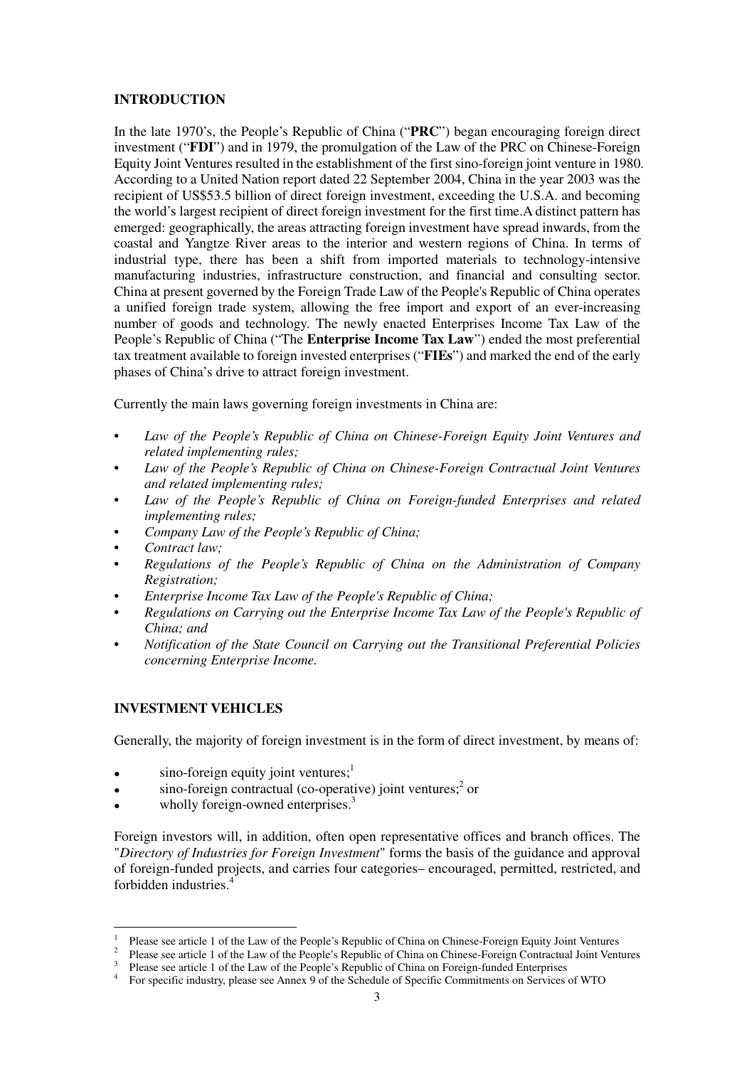## INTRODUCTION

In the late 1970's, the People's Republic of China ("**PRC**") began encouraging foreign direct investment ("**FDI**") and in 1979, the promulgation of the Law of the PRC on Chinese-Foreign Equity Joint Ventures resulted in the establishment of the first sino-foreign joint venture in 1980. According to a United Nation report dated 22 September 2004, China in the year 2003 was the recipient of US$53.5 billion of direct foreign investment, exceeding the U.S.A. and becoming the world's largest recipient of direct foreign investment for the first time.A distinct pattern has emerged: geographically, the areas attracting foreign investment have spread inwards, from the coastal and Yangtze River areas to the interior and western regions of China. In terms of industrial type, there has been a shift from imported materials to technology-intensive manufacturing industries, infrastructure construction, and financial and consulting sector. China at present governed by the Foreign Trade Law of the People's Republic of China operates a unified foreign trade system, allowing the free import and export of an ever-increasing number of goods and technology. The newly enacted Enterprises Income Tax Law of the People's Republic of China ("The **Enterprise Income Tax Law**") ended the most preferential tax treatment available to foreign invested enterprises ("**FIEs**") and marked the end of the early phases of China's drive to attract foreign investment.

Currently the main laws governing foreign investments in China are:

- *Law of the People's Republic of China on Chinese-Foreign Equity Joint Ventures and related implementing rules;*
- *Law of the People's Republic of China on Chinese-Foreign Contractual Joint Ventures and related implementing rules;*
- *Law of the People's Republic of China on Foreign-funded Enterprises and related implementing rules;*
- *Company Law of the People's Republic of China;*
- *Contract law;*
- *Regulations of the People's Republic of China on the Administration of Company Registration;*
- *Enterprise Income Tax Law of the People's Republic of China;*
- *Regulations on Carrying out the Enterprise Income Tax Law of the People's Republic of China; and*
- *Notification of the State Council on Carrying out the Transitional Preferential Policies concerning Enterprise Income.*

## INVESTMENT VEHICLES

Generally, the majority of foreign investment is in the form of direct investment, by means of:

- sino-foreign equity joint ventures;[1]
- sino-foreign contractual (co-operative) joint ventures;[2] or
- wholly foreign-owned enterprises.[3]

Foreign investors will, in addition, often open representative offices and branch offices. The "*Directory of Industries for Foreign Investment*" forms the basis of the guidance and approval of foreign-funded projects, and carries four categories– encouraged, permitted, restricted, and forbidden industries.[4]

---

[1] Please see article 1 of the Law of the People's Republic of China on Chinese-Foreign Equity Joint Ventures

[2] Please see article 1 of the Law of the People's Republic of China on Chinese-Foreign Contractual Joint Ventures

[3] Please see article 1 of the Law of the People's Republic of China on Foreign-funded Enterprises

[4] For specific industry, please see Annex 9 of the Schedule of Specific Commitments on Services of WTO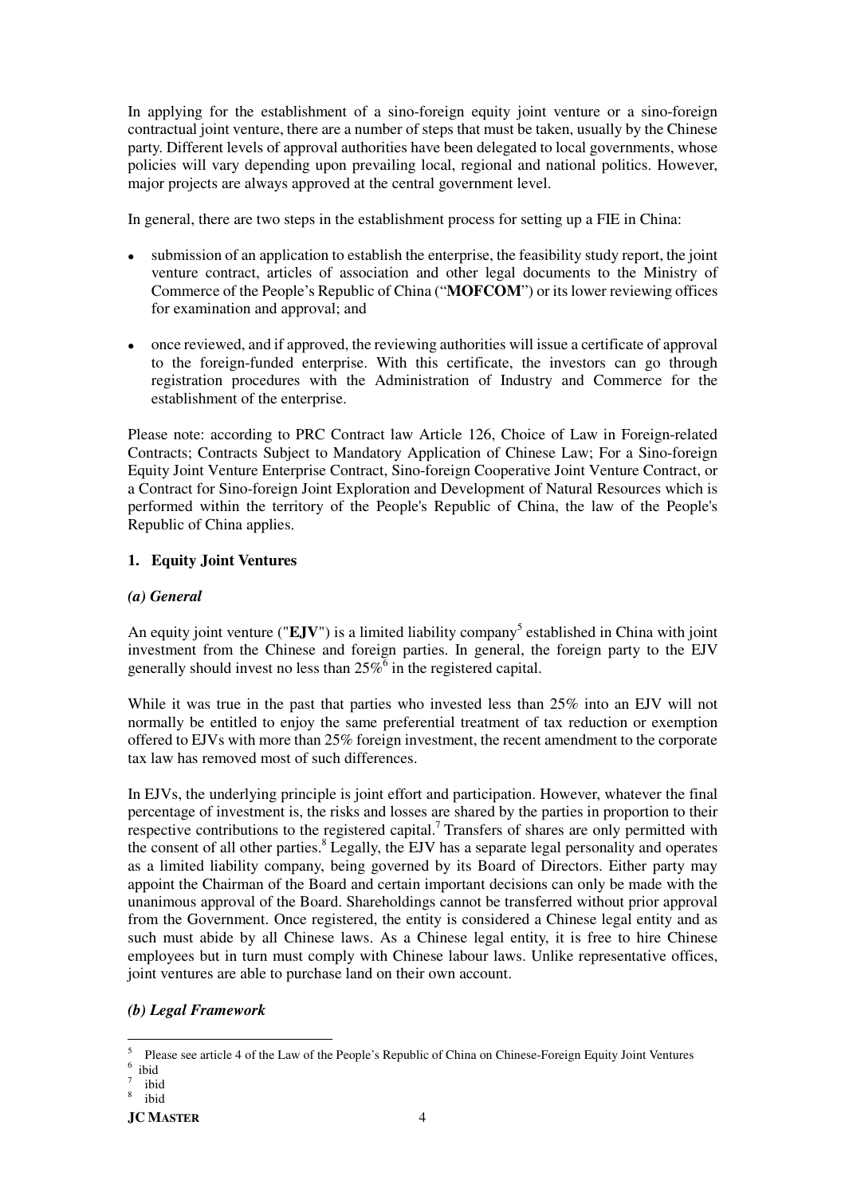In applying for the establishment of a sino-foreign equity joint venture or a sino-foreign contractual joint venture, there are a number of steps that must be taken, usually by the Chinese party. Different levels of approval authorities have been delegated to local governments, whose policies will vary depending upon prevailing local, regional and national politics. However, major projects are always approved at the central government level.

In general, there are two steps in the establishment process for setting up a FIE in China:

- submission of an application to establish the enterprise, the feasibility study report, the joint venture contract, articles of association and other legal documents to the Ministry of Commerce of the People's Republic of China ("**MOFCOM**") or its lower reviewing offices for examination and approval; and
- once reviewed, and if approved, the reviewing authorities will issue a certificate of approval to the foreign-funded enterprise. With this certificate, the investors can go through registration procedures with the Administration of Industry and Commerce for the establishment of the enterprise.

Please note: according to PRC Contract law Article 126, Choice of Law in Foreign-related Contracts; Contracts Subject to Mandatory Application of Chinese Law; For a Sino-foreign Equity Joint Venture Enterprise Contract, Sino-foreign Cooperative Joint Venture Contract, or a Contract for Sino-foreign Joint Exploration and Development of Natural Resources which is performed within the territory of the People's Republic of China, the law of the People's Republic of China applies.

## 1. Equity Joint Ventures

### *(a) General*

An equity joint venture ("**EJV**") is a limited liability company[5] established in China with joint investment from the Chinese and foreign parties. In general, the foreign party to the EJV generally should invest no less than 25%[6] in the registered capital.

While it was true in the past that parties who invested less than 25% into an EJV will not normally be entitled to enjoy the same preferential treatment of tax reduction or exemption offered to EJVs with more than 25% foreign investment, the recent amendment to the corporate tax law has removed most of such differences.

In EJVs, the underlying principle is joint effort and participation. However, whatever the final percentage of investment is, the risks and losses are shared by the parties in proportion to their respective contributions to the registered capital.[7] Transfers of shares are only permitted with the consent of all other parties.[8] Legally, the EJV has a separate legal personality and operates as a limited liability company, being governed by its Board of Directors. Either party may appoint the Chairman of the Board and certain important decisions can only be made with the unanimous approval of the Board. Shareholdings cannot be transferred without prior approval from the Government. Once registered, the entity is considered a Chinese legal entity and as such must abide by all Chinese laws. As a Chinese legal entity, it is free to hire Chinese employees but in turn must comply with Chinese labour laws. Unlike representative offices, joint ventures are able to purchase land on their own account.

### *(b) Legal Framework*

---

[5] Please see article 4 of the Law of the People's Republic of China on Chinese-Foreign Equity Joint Ventures

[6] ibid

[7] ibid

[8] ibid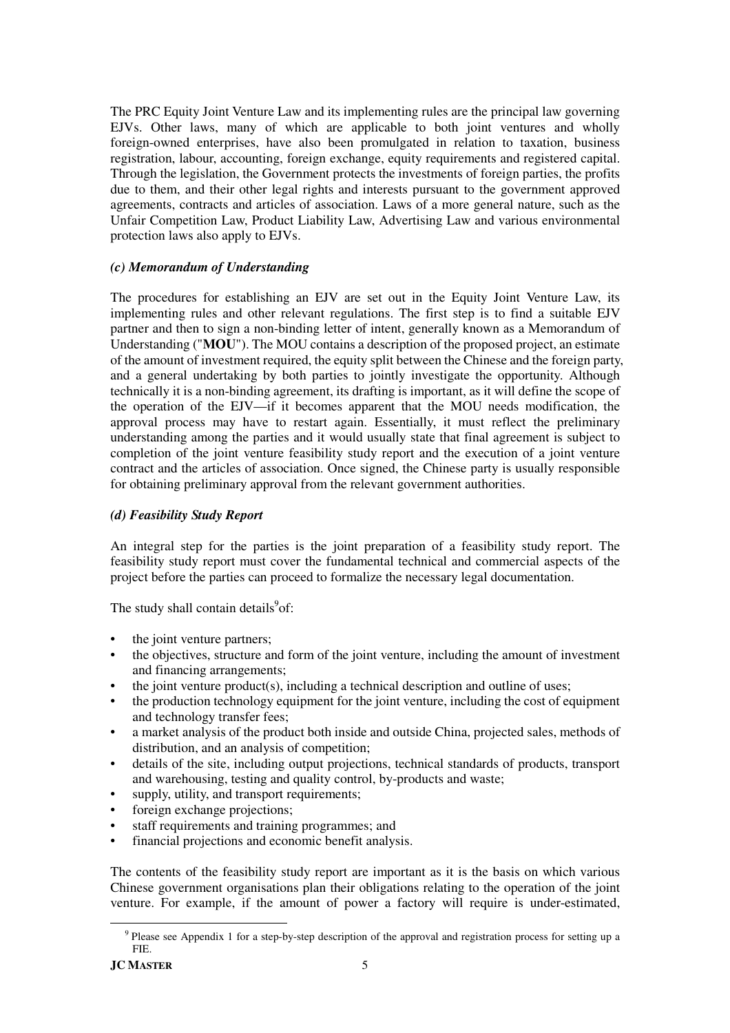The PRC Equity Joint Venture Law and its implementing rules are the principal law governing EJVs. Other laws, many of which are applicable to both joint ventures and wholly foreign-owned enterprises, have also been promulgated in relation to taxation, business registration, labour, accounting, foreign exchange, equity requirements and registered capital. Through the legislation, the Government protects the investments of foreign parties, the profits due to them, and their other legal rights and interests pursuant to the government approved agreements, contracts and articles of association. Laws of a more general nature, such as the Unfair Competition Law, Product Liability Law, Advertising Law and various environmental protection laws also apply to EJVs.

### *(c) Memorandum of Understanding*

The procedures for establishing an EJV are set out in the Equity Joint Venture Law, its implementing rules and other relevant regulations. The first step is to find a suitable EJV partner and then to sign a non-binding letter of intent, generally known as a Memorandum of Understanding ("**MOU**"). The MOU contains a description of the proposed project, an estimate of the amount of investment required, the equity split between the Chinese and the foreign party, and a general undertaking by both parties to jointly investigate the opportunity. Although technically it is a non-binding agreement, its drafting is important, as it will define the scope of the operation of the EJV—if it becomes apparent that the MOU needs modification, the approval process may have to restart again. Essentially, it must reflect the preliminary understanding among the parties and it would usually state that final agreement is subject to completion of the joint venture feasibility study report and the execution of a joint venture contract and the articles of association. Once signed, the Chinese party is usually responsible for obtaining preliminary approval from the relevant government authorities.

### *(d) Feasibility Study Report*

An integral step for the parties is the joint preparation of a feasibility study report. The feasibility study report must cover the fundamental technical and commercial aspects of the project before the parties can proceed to formalize the necessary legal documentation.

The study shall contain details[9] of:

- the joint venture partners;
- the objectives, structure and form of the joint venture, including the amount of investment and financing arrangements;
- the joint venture product(s), including a technical description and outline of uses;
- the production technology equipment for the joint venture, including the cost of equipment and technology transfer fees;
- a market analysis of the product both inside and outside China, projected sales, methods of distribution, and an analysis of competition;
- details of the site, including output projections, technical standards of products, transport and warehousing, testing and quality control, by-products and waste;
- supply, utility, and transport requirements;
- foreign exchange projections;
- staff requirements and training programmes; and
- financial projections and economic benefit analysis.

The contents of the feasibility study report are important as it is the basis on which various Chinese government organisations plan their obligations relating to the operation of the joint venture. For example, if the amount of power a factory will require is under-estimated,

[9] Please see Appendix 1 for a step-by-step description of the approval and registration process for setting up a FIE.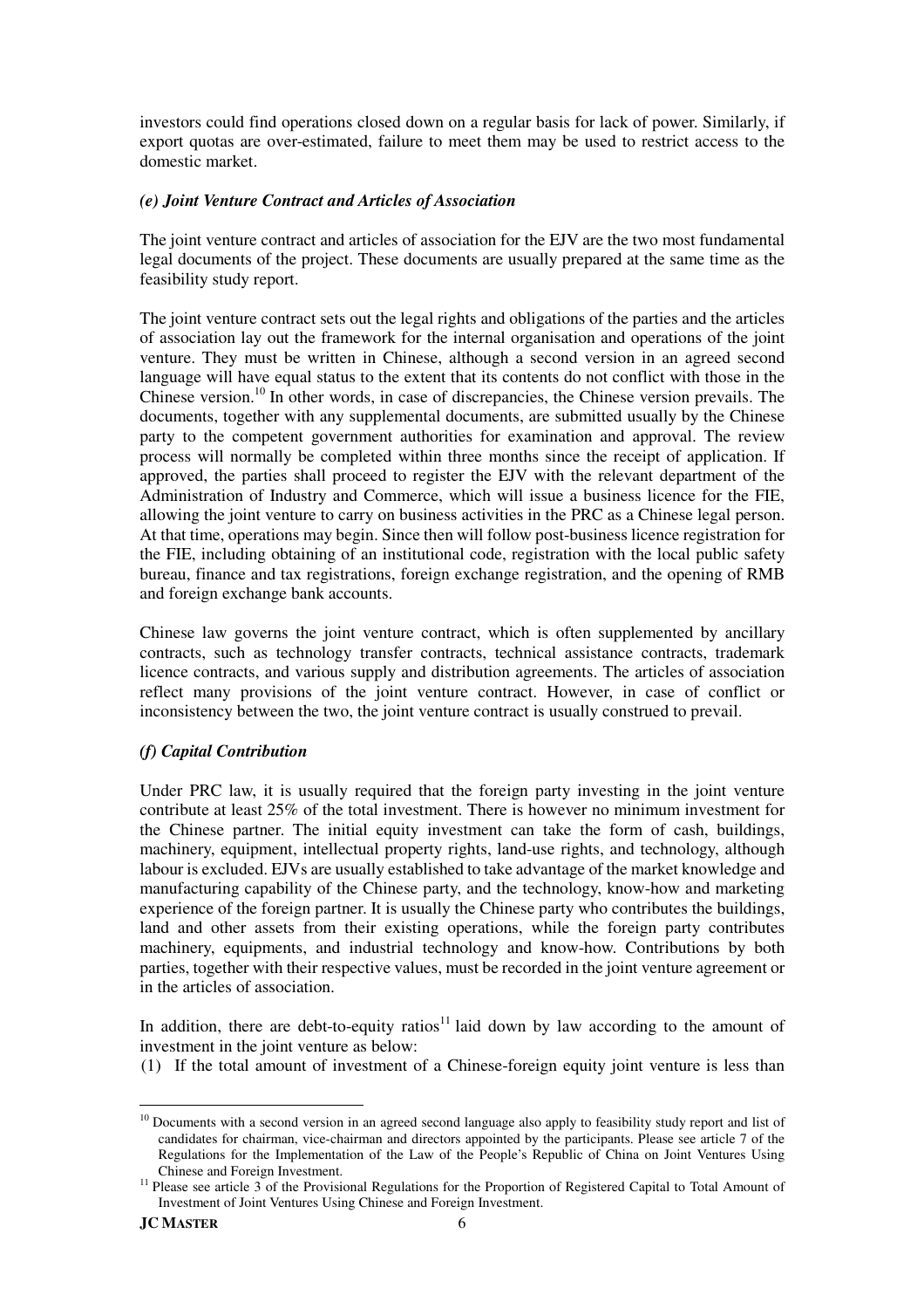investors could find operations closed down on a regular basis for lack of power. Similarly, if export quotas are over-estimated, failure to meet them may be used to restrict access to the domestic market.

### *(e) Joint Venture Contract and Articles of Association*

The joint venture contract and articles of association for the EJV are the two most fundamental legal documents of the project. These documents are usually prepared at the same time as the feasibility study report.

The joint venture contract sets out the legal rights and obligations of the parties and the articles of association lay out the framework for the internal organisation and operations of the joint venture. They must be written in Chinese, although a second version in an agreed second language will have equal status to the extent that its contents do not conflict with those in the Chinese version.[10] In other words, in case of discrepancies, the Chinese version prevails. The documents, together with any supplemental documents, are submitted usually by the Chinese party to the competent government authorities for examination and approval. The review process will normally be completed within three months since the receipt of application. If approved, the parties shall proceed to register the EJV with the relevant department of the Administration of Industry and Commerce, which will issue a business licence for the FIE, allowing the joint venture to carry on business activities in the PRC as a Chinese legal person. At that time, operations may begin. Since then will follow post-business licence registration for the FIE, including obtaining of an institutional code, registration with the local public safety bureau, finance and tax registrations, foreign exchange registration, and the opening of RMB and foreign exchange bank accounts.

Chinese law governs the joint venture contract, which is often supplemented by ancillary contracts, such as technology transfer contracts, technical assistance contracts, trademark licence contracts, and various supply and distribution agreements. The articles of association reflect many provisions of the joint venture contract. However, in case of conflict or inconsistency between the two, the joint venture contract is usually construed to prevail.

### *(f) Capital Contribution*

Under PRC law, it is usually required that the foreign party investing in the joint venture contribute at least 25% of the total investment. There is however no minimum investment for the Chinese partner. The initial equity investment can take the form of cash, buildings, machinery, equipment, intellectual property rights, land-use rights, and technology, although labour is excluded. EJVs are usually established to take advantage of the market knowledge and manufacturing capability of the Chinese party, and the technology, know-how and marketing experience of the foreign partner. It is usually the Chinese party who contributes the buildings, land and other assets from their existing operations, while the foreign party contributes machinery, equipments, and industrial technology and know-how. Contributions by both parties, together with their respective values, must be recorded in the joint venture agreement or in the articles of association.

In addition, there are debt-to-equity ratios[11] laid down by law according to the amount of investment in the joint venture as below:

(1) If the total amount of investment of a Chinese-foreign equity joint venture is less than

---

[10] Documents with a second version in an agreed second language also apply to feasibility study report and list of candidates for chairman, vice-chairman and directors appointed by the participants. Please see article 7 of the Regulations for the Implementation of the Law of the People's Republic of China on Joint Ventures Using Chinese and Foreign Investment.

[11] Please see article 3 of the Provisional Regulations for the Proportion of Registered Capital to Total Amount of Investment of Joint Ventures Using Chinese and Foreign Investment.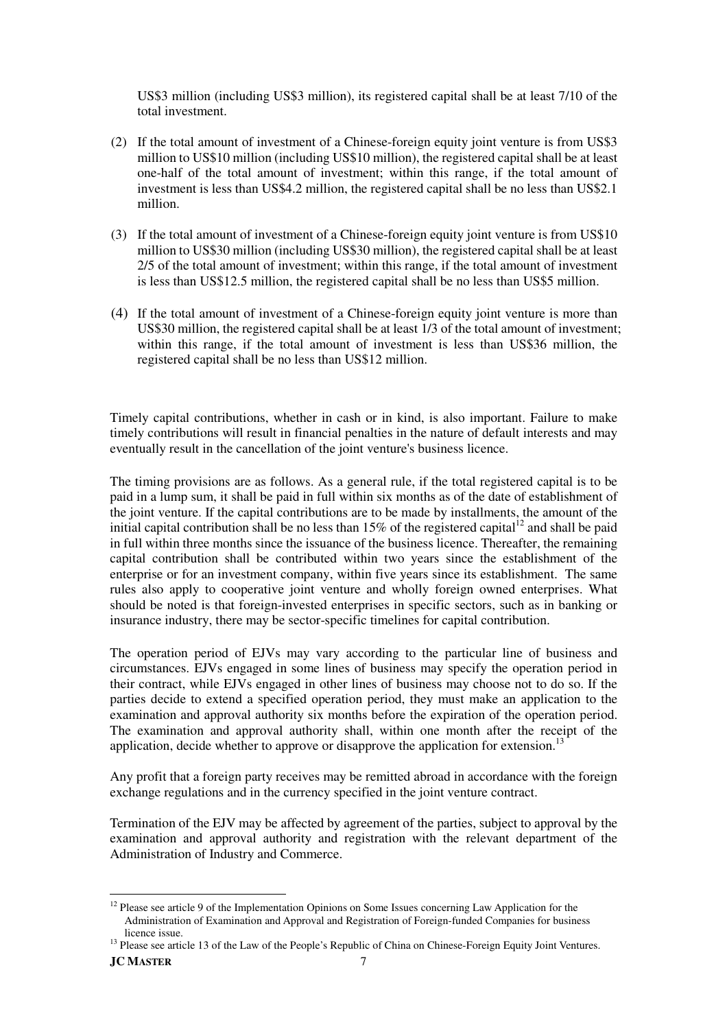US$3 million (including US$3 million), its registered capital shall be at least 7/10 of the total investment.

(2) If the total amount of investment of a Chinese-foreign equity joint venture is from US$3 million to US$10 million (including US$10 million), the registered capital shall be at least one-half of the total amount of investment; within this range, if the total amount of investment is less than US$4.2 million, the registered capital shall be no less than US$2.1 million.

(3) If the total amount of investment of a Chinese-foreign equity joint venture is from US$10 million to US$30 million (including US$30 million), the registered capital shall be at least 2/5 of the total amount of investment; within this range, if the total amount of investment is less than US$12.5 million, the registered capital shall be no less than US$5 million.

(4) If the total amount of investment of a Chinese-foreign equity joint venture is more than US$30 million, the registered capital shall be at least 1/3 of the total amount of investment; within this range, if the total amount of investment is less than US$36 million, the registered capital shall be no less than US$12 million.

Timely capital contributions, whether in cash or in kind, is also important. Failure to make timely contributions will result in financial penalties in the nature of default interests and may eventually result in the cancellation of the joint venture's business licence.

The timing provisions are as follows. As a general rule, if the total registered capital is to be paid in a lump sum, it shall be paid in full within six months as of the date of establishment of the joint venture. If the capital contributions are to be made by installments, the amount of the initial capital contribution shall be no less than 15% of the registered capital[12] and shall be paid in full within three months since the issuance of the business licence. Thereafter, the remaining capital contribution shall be contributed within two years since the establishment of the enterprise or for an investment company, within five years since its establishment. The same rules also apply to cooperative joint venture and wholly foreign owned enterprises. What should be noted is that foreign-invested enterprises in specific sectors, such as in banking or insurance industry, there may be sector-specific timelines for capital contribution.

The operation period of EJVs may vary according to the particular line of business and circumstances. EJVs engaged in some lines of business may specify the operation period in their contract, while EJVs engaged in other lines of business may choose not to do so. If the parties decide to extend a specified operation period, they must make an application to the examination and approval authority six months before the expiration of the operation period. The examination and approval authority shall, within one month after the receipt of the application, decide whether to approve or disapprove the application for extension.[13]

Any profit that a foreign party receives may be remitted abroad in accordance with the foreign exchange regulations and in the currency specified in the joint venture contract.

Termination of the EJV may be affected by agreement of the parties, subject to approval by the examination and approval authority and registration with the relevant department of the Administration of Industry and Commerce.

---

[12] Please see article 9 of the Implementation Opinions on Some Issues concerning Law Application for the Administration of Examination and Approval and Registration of Foreign-funded Companies for business licence issue.

[13] Please see article 13 of the Law of the People's Republic of China on Chinese-Foreign Equity Joint Ventures.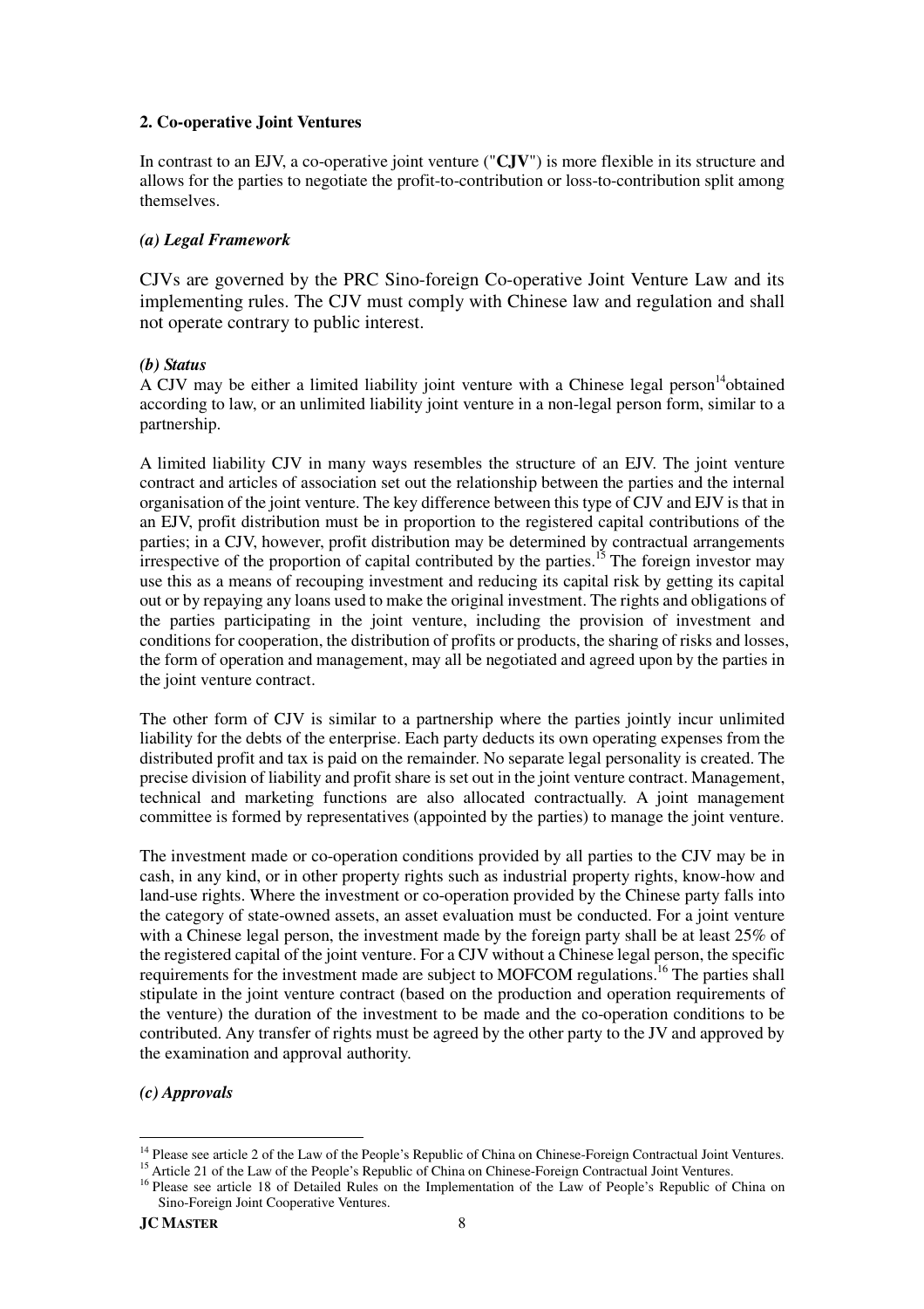## 2. Co-operative Joint Ventures

In contrast to an EJV, a co-operative joint venture ("**CJV**") is more flexible in its structure and allows for the parties to negotiate the profit-to-contribution or loss-to-contribution split among themselves.

### *(a) Legal Framework*

CJVs are governed by the PRC Sino-foreign Co-operative Joint Venture Law and its implementing rules. The CJV must comply with Chinese law and regulation and shall not operate contrary to public interest.

### *(b) Status*

A CJV may be either a limited liability joint venture with a Chinese legal person[14]obtained according to law, or an unlimited liability joint venture in a non-legal person form, similar to a partnership.

A limited liability CJV in many ways resembles the structure of an EJV. The joint venture contract and articles of association set out the relationship between the parties and the internal organisation of the joint venture. The key difference between this type of CJV and EJV is that in an EJV, profit distribution must be in proportion to the registered capital contributions of the parties; in a CJV, however, profit distribution may be determined by contractual arrangements irrespective of the proportion of capital contributed by the parties.[15] The foreign investor may use this as a means of recouping investment and reducing its capital risk by getting its capital out or by repaying any loans used to make the original investment. The rights and obligations of the parties participating in the joint venture, including the provision of investment and conditions for cooperation, the distribution of profits or products, the sharing of risks and losses, the form of operation and management, may all be negotiated and agreed upon by the parties in the joint venture contract.

The other form of CJV is similar to a partnership where the parties jointly incur unlimited liability for the debts of the enterprise. Each party deducts its own operating expenses from the distributed profit and tax is paid on the remainder. No separate legal personality is created. The precise division of liability and profit share is set out in the joint venture contract. Management, technical and marketing functions are also allocated contractually. A joint management committee is formed by representatives (appointed by the parties) to manage the joint venture.

The investment made or co-operation conditions provided by all parties to the CJV may be in cash, in any kind, or in other property rights such as industrial property rights, know-how and land-use rights. Where the investment or co-operation provided by the Chinese party falls into the category of state-owned assets, an asset evaluation must be conducted. For a joint venture with a Chinese legal person, the investment made by the foreign party shall be at least 25% of the registered capital of the joint venture. For a CJV without a Chinese legal person, the specific requirements for the investment made are subject to MOFCOM regulations.[16] The parties shall stipulate in the joint venture contract (based on the production and operation requirements of the venture) the duration of the investment to be made and the co-operation conditions to be contributed. Any transfer of rights must be agreed by the other party to the JV and approved by the examination and approval authority.

### *(c) Approvals*

---

[14] Please see article 2 of the Law of the People's Republic of China on Chinese-Foreign Contractual Joint Ventures.

[15] Article 21 of the Law of the People's Republic of China on Chinese-Foreign Contractual Joint Ventures.

[16] Please see article 18 of Detailed Rules on the Implementation of the Law of People's Republic of China on Sino-Foreign Joint Cooperative Ventures.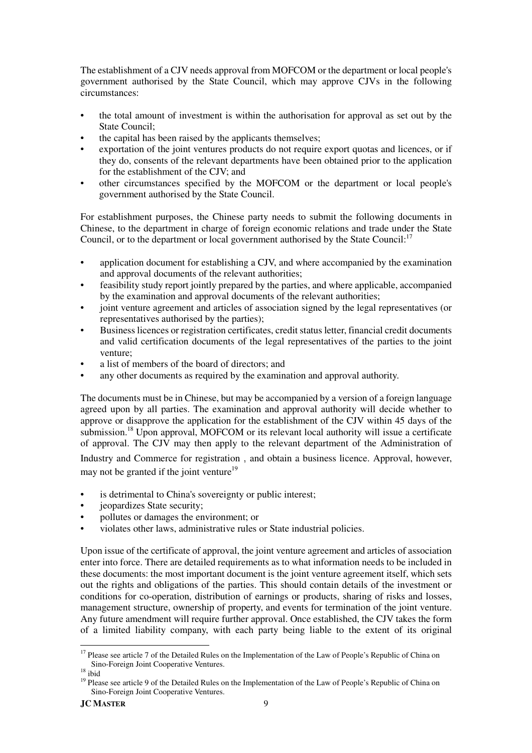The establishment of a CJV needs approval from MOFCOM or the department or local people's government authorised by the State Council, which may approve CJVs in the following circumstances:

- the total amount of investment is within the authorisation for approval as set out by the State Council;
- the capital has been raised by the applicants themselves;
- exportation of the joint ventures products do not require export quotas and licences, or if they do, consents of the relevant departments have been obtained prior to the application for the establishment of the CJV; and
- other circumstances specified by the MOFCOM or the department or local people's government authorised by the State Council.

For establishment purposes, the Chinese party needs to submit the following documents in Chinese, to the department in charge of foreign economic relations and trade under the State Council, or to the department or local government authorised by the State Council:[17]

- application document for establishing a CJV, and where accompanied by the examination and approval documents of the relevant authorities;
- feasibility study report jointly prepared by the parties, and where applicable, accompanied by the examination and approval documents of the relevant authorities;
- joint venture agreement and articles of association signed by the legal representatives (or representatives authorised by the parties);
- Business licences or registration certificates, credit status letter, financial credit documents and valid certification documents of the legal representatives of the parties to the joint venture;
- a list of members of the board of directors; and
- any other documents as required by the examination and approval authority.

The documents must be in Chinese, but may be accompanied by a version of a foreign language agreed upon by all parties. The examination and approval authority will decide whether to approve or disapprove the application for the establishment of the CJV within 45 days of the submission.[18] Upon approval, MOFCOM or its relevant local authority will issue a certificate of approval. The CJV may then apply to the relevant department of the Administration of Industry and Commerce for registration , and obtain a business licence. Approval, however, may not be granted if the joint venture[19]

- is detrimental to China's sovereignty or public interest;
- jeopardizes State security;
- pollutes or damages the environment; or
- violates other laws, administrative rules or State industrial policies.

Upon issue of the certificate of approval, the joint venture agreement and articles of association enter into force. There are detailed requirements as to what information needs to be included in these documents: the most important document is the joint venture agreement itself, which sets out the rights and obligations of the parties. This should contain details of the investment or conditions for co-operation, distribution of earnings or products, sharing of risks and losses, management structure, ownership of property, and events for termination of the joint venture. Any future amendment will require further approval. Once established, the CJV takes the form of a limited liability company, with each party being liable to the extent of its original

---

[17] Please see article 7 of the Detailed Rules on the Implementation of the Law of People's Republic of China on Sino-Foreign Joint Cooperative Ventures.

[18] ibid

[19] Please see article 9 of the Detailed Rules on the Implementation of the Law of People's Republic of China on Sino-Foreign Joint Cooperative Ventures.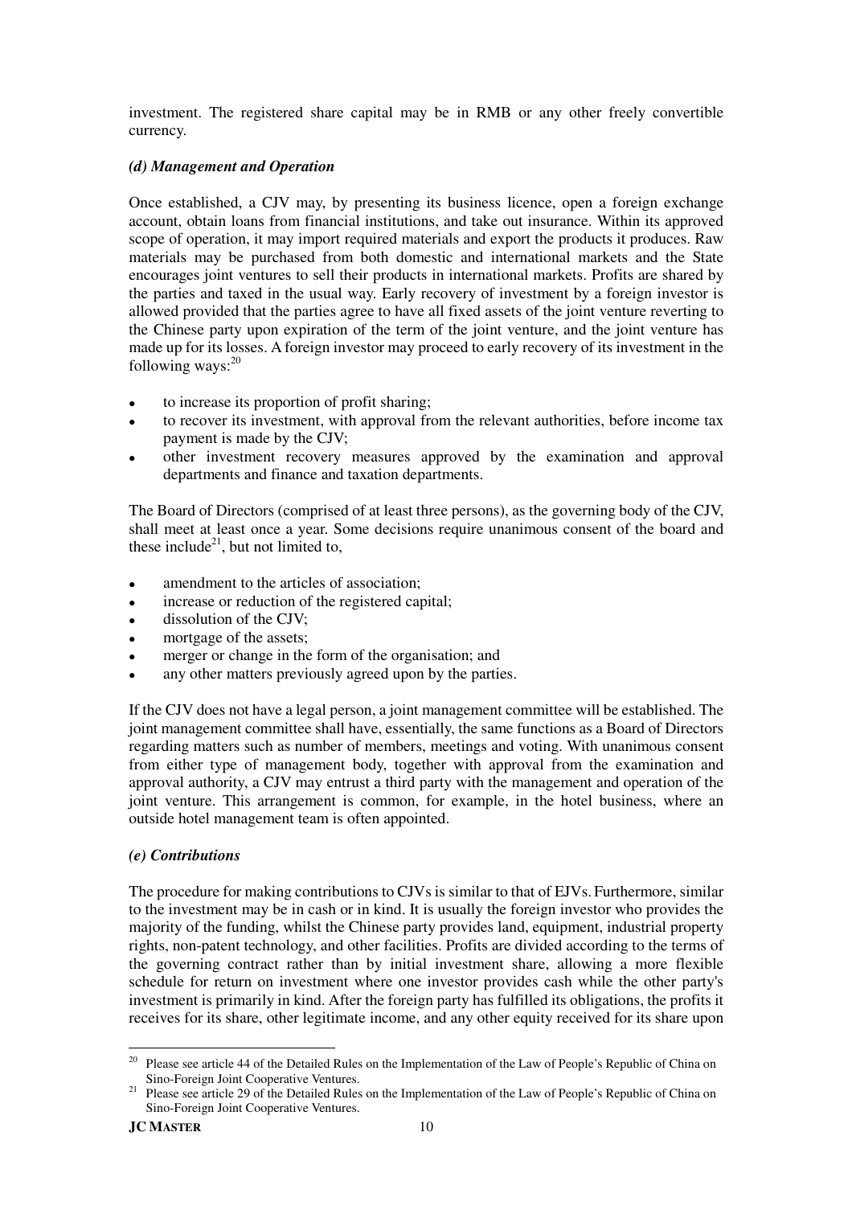investment. The registered share capital may be in RMB or any other freely convertible currency.

### *(d) Management and Operation*

Once established, a CJV may, by presenting its business licence, open a foreign exchange account, obtain loans from financial institutions, and take out insurance. Within its approved scope of operation, it may import required materials and export the products it produces. Raw materials may be purchased from both domestic and international markets and the State encourages joint ventures to sell their products in international markets. Profits are shared by the parties and taxed in the usual way. Early recovery of investment by a foreign investor is allowed provided that the parties agree to have all fixed assets of the joint venture reverting to the Chinese party upon expiration of the term of the joint venture, and the joint venture has made up for its losses. A foreign investor may proceed to early recovery of its investment in the following ways:[20]

- to increase its proportion of profit sharing;
- to recover its investment, with approval from the relevant authorities, before income tax payment is made by the CJV;
- other investment recovery measures approved by the examination and approval departments and finance and taxation departments.

The Board of Directors (comprised of at least three persons), as the governing body of the CJV, shall meet at least once a year. Some decisions require unanimous consent of the board and these include[21], but not limited to,

- amendment to the articles of association;
- increase or reduction of the registered capital;
- dissolution of the CJV;
- mortgage of the assets;
- merger or change in the form of the organisation; and
- any other matters previously agreed upon by the parties.

If the CJV does not have a legal person, a joint management committee will be established. The joint management committee shall have, essentially, the same functions as a Board of Directors regarding matters such as number of members, meetings and voting. With unanimous consent from either type of management body, together with approval from the examination and approval authority, a CJV may entrust a third party with the management and operation of the joint venture. This arrangement is common, for example, in the hotel business, where an outside hotel management team is often appointed.

### *(e) Contributions*

The procedure for making contributions to CJVs is similar to that of EJVs. Furthermore, similar to the investment may be in cash or in kind. It is usually the foreign investor who provides the majority of the funding, whilst the Chinese party provides land, equipment, industrial property rights, non-patent technology, and other facilities. Profits are divided according to the terms of the governing contract rather than by initial investment share, allowing a more flexible schedule for return on investment where one investor provides cash while the other party's investment is primarily in kind. After the foreign party has fulfilled its obligations, the profits it receives for its share, other legitimate income, and any other equity received for its share upon

---

[20] Please see article 44 of the Detailed Rules on the Implementation of the Law of People's Republic of China on Sino-Foreign Joint Cooperative Ventures.

[21] Please see article 29 of the Detailed Rules on the Implementation of the Law of People's Republic of China on Sino-Foreign Joint Cooperative Ventures.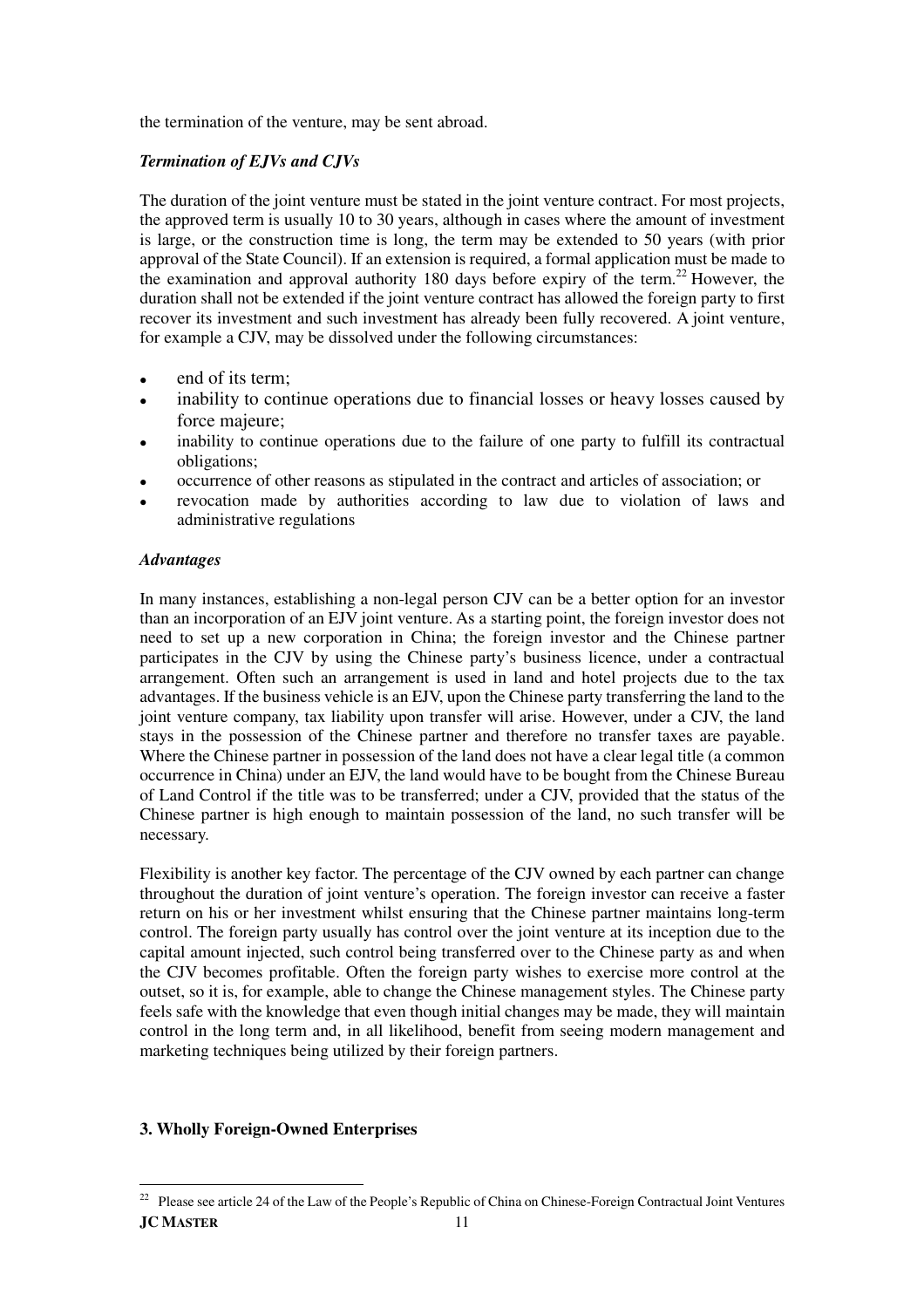the termination of the venture, may be sent abroad.

***Termination of EJVs and CJVs***

The duration of the joint venture must be stated in the joint venture contract. For most projects, the approved term is usually 10 to 30 years, although in cases where the amount of investment is large, or the construction time is long, the term may be extended to 50 years (with prior approval of the State Council). If an extension is required, a formal application must be made to the examination and approval authority 180 days before expiry of the term.[22] However, the duration shall not be extended if the joint venture contract has allowed the foreign party to first recover its investment and such investment has already been fully recovered. A joint venture, for example a CJV, may be dissolved under the following circumstances:

- end of its term;
- inability to continue operations due to financial losses or heavy losses caused by force majeure;
- inability to continue operations due to the failure of one party to fulfill its contractual obligations;
- occurrence of other reasons as stipulated in the contract and articles of association; or
- revocation made by authorities according to law due to violation of laws and administrative regulations

***Advantages***

In many instances, establishing a non-legal person CJV can be a better option for an investor than an incorporation of an EJV joint venture. As a starting point, the foreign investor does not need to set up a new corporation in China; the foreign investor and the Chinese partner participates in the CJV by using the Chinese party's business licence, under a contractual arrangement. Often such an arrangement is used in land and hotel projects due to the tax advantages. If the business vehicle is an EJV, upon the Chinese party transferring the land to the joint venture company, tax liability upon transfer will arise. However, under a CJV, the land stays in the possession of the Chinese partner and therefore no transfer taxes are payable. Where the Chinese partner in possession of the land does not have a clear legal title (a common occurrence in China) under an EJV, the land would have to be bought from the Chinese Bureau of Land Control if the title was to be transferred; under a CJV, provided that the status of the Chinese partner is high enough to maintain possession of the land, no such transfer will be necessary.

Flexibility is another key factor. The percentage of the CJV owned by each partner can change throughout the duration of joint venture's operation. The foreign investor can receive a faster return on his or her investment whilst ensuring that the Chinese partner maintains long-term control. The foreign party usually has control over the joint venture at its inception due to the capital amount injected, such control being transferred over to the Chinese party as and when the CJV becomes profitable. Often the foreign party wishes to exercise more control at the outset, so it is, for example, able to change the Chinese management styles. The Chinese party feels safe with the knowledge that even though initial changes may be made, they will maintain control in the long term and, in all likelihood, benefit from seeing modern management and marketing techniques being utilized by their foreign partners.

**3. Wholly Foreign-Owned Enterprises**

---

[22] Please see article 24 of the Law of the People's Republic of China on Chinese-Foreign Contractual Joint Ventures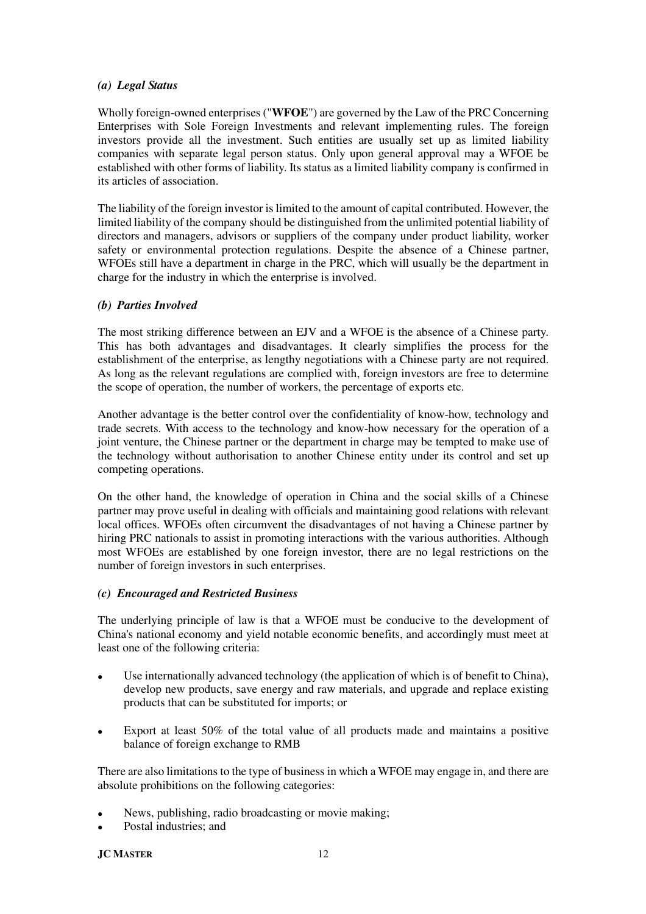### *(a) Legal Status*

Wholly foreign-owned enterprises ("**WFOE**") are governed by the Law of the PRC Concerning Enterprises with Sole Foreign Investments and relevant implementing rules. The foreign investors provide all the investment. Such entities are usually set up as limited liability companies with separate legal person status. Only upon general approval may a WFOE be established with other forms of liability. Its status as a limited liability company is confirmed in its articles of association.

The liability of the foreign investor is limited to the amount of capital contributed. However, the limited liability of the company should be distinguished from the unlimited potential liability of directors and managers, advisors or suppliers of the company under product liability, worker safety or environmental protection regulations. Despite the absence of a Chinese partner, WFOEs still have a department in charge in the PRC, which will usually be the department in charge for the industry in which the enterprise is involved.

### *(b) Parties Involved*

The most striking difference between an EJV and a WFOE is the absence of a Chinese party. This has both advantages and disadvantages. It clearly simplifies the process for the establishment of the enterprise, as lengthy negotiations with a Chinese party are not required. As long as the relevant regulations are complied with, foreign investors are free to determine the scope of operation, the number of workers, the percentage of exports etc.

Another advantage is the better control over the confidentiality of know-how, technology and trade secrets. With access to the technology and know-how necessary for the operation of a joint venture, the Chinese partner or the department in charge may be tempted to make use of the technology without authorisation to another Chinese entity under its control and set up competing operations.

On the other hand, the knowledge of operation in China and the social skills of a Chinese partner may prove useful in dealing with officials and maintaining good relations with relevant local offices. WFOEs often circumvent the disadvantages of not having a Chinese partner by hiring PRC nationals to assist in promoting interactions with the various authorities. Although most WFOEs are established by one foreign investor, there are no legal restrictions on the number of foreign investors in such enterprises.

### *(c) Encouraged and Restricted Business*

The underlying principle of law is that a WFOE must be conducive to the development of China's national economy and yield notable economic benefits, and accordingly must meet at least one of the following criteria:

- Use internationally advanced technology (the application of which is of benefit to China), develop new products, save energy and raw materials, and upgrade and replace existing products that can be substituted for imports; or
- Export at least 50% of the total value of all products made and maintains a positive balance of foreign exchange to RMB

There are also limitations to the type of business in which a WFOE may engage in, and there are absolute prohibitions on the following categories:

- News, publishing, radio broadcasting or movie making;
- Postal industries; and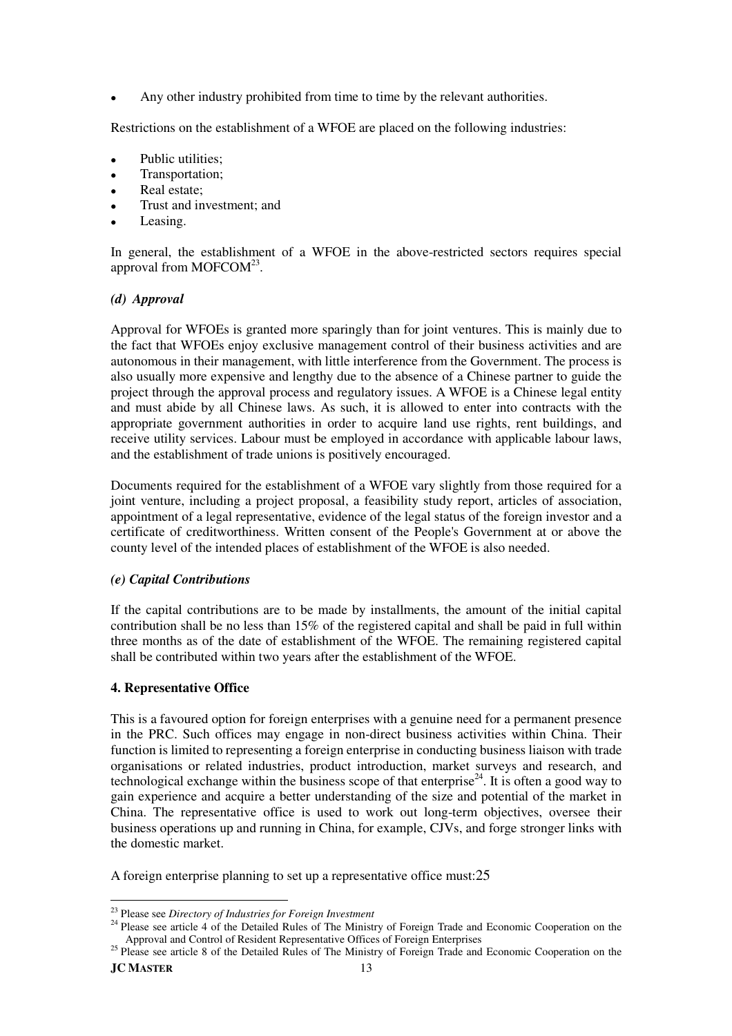- Any other industry prohibited from time to time by the relevant authorities.

Restrictions on the establishment of a WFOE are placed on the following industries:

- Public utilities;
- Transportation;
- Real estate;
- Trust and investment; and
- Leasing.

In general, the establishment of a WFOE in the above-restricted sectors requires special approval from MOFCOM[23].

***(d) Approval***

Approval for WFOEs is granted more sparingly than for joint ventures. This is mainly due to the fact that WFOEs enjoy exclusive management control of their business activities and are autonomous in their management, with little interference from the Government. The process is also usually more expensive and lengthy due to the absence of a Chinese partner to guide the project through the approval process and regulatory issues. A WFOE is a Chinese legal entity and must abide by all Chinese laws. As such, it is allowed to enter into contracts with the appropriate government authorities in order to acquire land use rights, rent buildings, and receive utility services. Labour must be employed in accordance with applicable labour laws, and the establishment of trade unions is positively encouraged.

Documents required for the establishment of a WFOE vary slightly from those required for a joint venture, including a project proposal, a feasibility study report, articles of association, appointment of a legal representative, evidence of the legal status of the foreign investor and a certificate of creditworthiness. Written consent of the People's Government at or above the county level of the intended places of establishment of the WFOE is also needed.

***(e) Capital Contributions***

If the capital contributions are to be made by installments, the amount of the initial capital contribution shall be no less than 15% of the registered capital and shall be paid in full within three months as of the date of establishment of the WFOE. The remaining registered capital shall be contributed within two years after the establishment of the WFOE.

**4. Representative Office**

This is a favoured option for foreign enterprises with a genuine need for a permanent presence in the PRC. Such offices may engage in non-direct business activities within China. Their function is limited to representing a foreign enterprise in conducting business liaison with trade organisations or related industries, product introduction, market surveys and research, and technological exchange within the business scope of that enterprise[24]. It is often a good way to gain experience and acquire a better understanding of the size and potential of the market in China. The representative office is used to work out long-term objectives, oversee their business operations up and running in China, for example, CJVs, and forge stronger links with the domestic market.

A foreign enterprise planning to set up a representative office must:25

---

[23] Please see *Directory of Industries for Foreign Investment*

[24] Please see article 4 of the Detailed Rules of The Ministry of Foreign Trade and Economic Cooperation on the Approval and Control of Resident Representative Offices of Foreign Enterprises

[25] Please see article 8 of the Detailed Rules of The Ministry of Foreign Trade and Economic Cooperation on the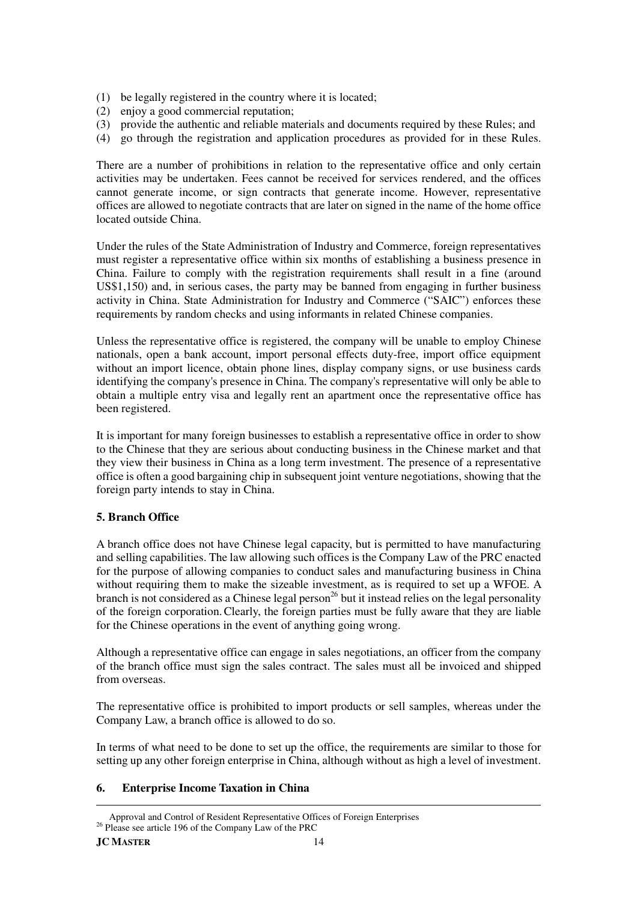(1) be legally registered in the country where it is located;
(2) enjoy a good commercial reputation;
(3) provide the authentic and reliable materials and documents required by these Rules; and
(4) go through the registration and application procedures as provided for in these Rules.

There are a number of prohibitions in relation to the representative office and only certain activities may be undertaken. Fees cannot be received for services rendered, and the offices cannot generate income, or sign contracts that generate income. However, representative offices are allowed to negotiate contracts that are later on signed in the name of the home office located outside China.

Under the rules of the State Administration of Industry and Commerce, foreign representatives must register a representative office within six months of establishing a business presence in China. Failure to comply with the registration requirements shall result in a fine (around US$1,150) and, in serious cases, the party may be banned from engaging in further business activity in China. State Administration for Industry and Commerce ("SAIC") enforces these requirements by random checks and using informants in related Chinese companies.

Unless the representative office is registered, the company will be unable to employ Chinese nationals, open a bank account, import personal effects duty-free, import office equipment without an import licence, obtain phone lines, display company signs, or use business cards identifying the company's presence in China. The company's representative will only be able to obtain a multiple entry visa and legally rent an apartment once the representative office has been registered.

It is important for many foreign businesses to establish a representative office in order to show to the Chinese that they are serious about conducting business in the Chinese market and that they view their business in China as a long term investment. The presence of a representative office is often a good bargaining chip in subsequent joint venture negotiations, showing that the foreign party intends to stay in China.

**5. Branch Office**

A branch office does not have Chinese legal capacity, but is permitted to have manufacturing and selling capabilities. The law allowing such offices is the Company Law of the PRC enacted for the purpose of allowing companies to conduct sales and manufacturing business in China without requiring them to make the sizeable investment, as is required to set up a WFOE. A branch is not considered as a Chinese legal person[26] but it instead relies on the legal personality of the foreign corporation. Clearly, the foreign parties must be fully aware that they are liable for the Chinese operations in the event of anything going wrong.

Although a representative office can engage in sales negotiations, an officer from the company of the branch office must sign the sales contract. The sales must all be invoiced and shipped from overseas.

The representative office is prohibited to import products or sell samples, whereas under the Company Law, a branch office is allowed to do so.

In terms of what need to be done to set up the office, the requirements are similar to those for setting up any other foreign enterprise in China, although without as high a level of investment.

**6. Enterprise Income Taxation in China**

---

Approval and Control of Resident Representative Offices of Foreign Enterprises

[26] Please see article 196 of the Company Law of the PRC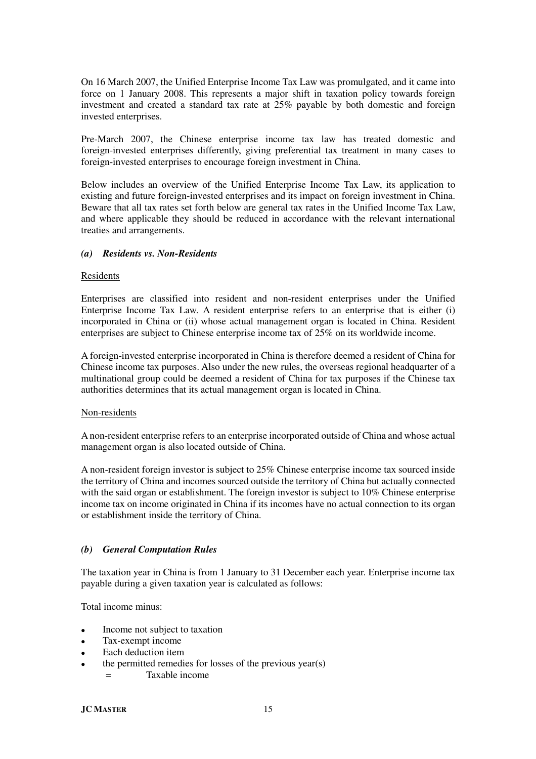On 16 March 2007, the Unified Enterprise Income Tax Law was promulgated, and it came into force on 1 January 2008. This represents a major shift in taxation policy towards foreign investment and created a standard tax rate at 25% payable by both domestic and foreign invested enterprises.

Pre-March 2007, the Chinese enterprise income tax law has treated domestic and foreign-invested enterprises differently, giving preferential tax treatment in many cases to foreign-invested enterprises to encourage foreign investment in China.

Below includes an overview of the Unified Enterprise Income Tax Law, its application to existing and future foreign-invested enterprises and its impact on foreign investment in China. Beware that all tax rates set forth below are general tax rates in the Unified Income Tax Law, and where applicable they should be reduced in accordance with the relevant international treaties and arrangements.

### *(a) Residents vs. Non-Residents*

Residents

Enterprises are classified into resident and non-resident enterprises under the Unified Enterprise Income Tax Law. A resident enterprise refers to an enterprise that is either (i) incorporated in China or (ii) whose actual management organ is located in China. Resident enterprises are subject to Chinese enterprise income tax of 25% on its worldwide income.

A foreign-invested enterprise incorporated in China is therefore deemed a resident of China for Chinese income tax purposes. Also under the new rules, the overseas regional headquarter of a multinational group could be deemed a resident of China for tax purposes if the Chinese tax authorities determines that its actual management organ is located in China.

Non-residents

A non-resident enterprise refers to an enterprise incorporated outside of China and whose actual management organ is also located outside of China.

A non-resident foreign investor is subject to 25% Chinese enterprise income tax sourced inside the territory of China and incomes sourced outside the territory of China but actually connected with the said organ or establishment. The foreign investor is subject to 10% Chinese enterprise income tax on income originated in China if its incomes have no actual connection to its organ or establishment inside the territory of China.

### *(b) General Computation Rules*

The taxation year in China is from 1 January to 31 December each year. Enterprise income tax payable during a given taxation year is calculated as follows:

Total income minus:

- Income not subject to taxation
- Tax-exempt income
- Each deduction item
- the permitted remedies for losses of the previous year(s)

  = Taxable income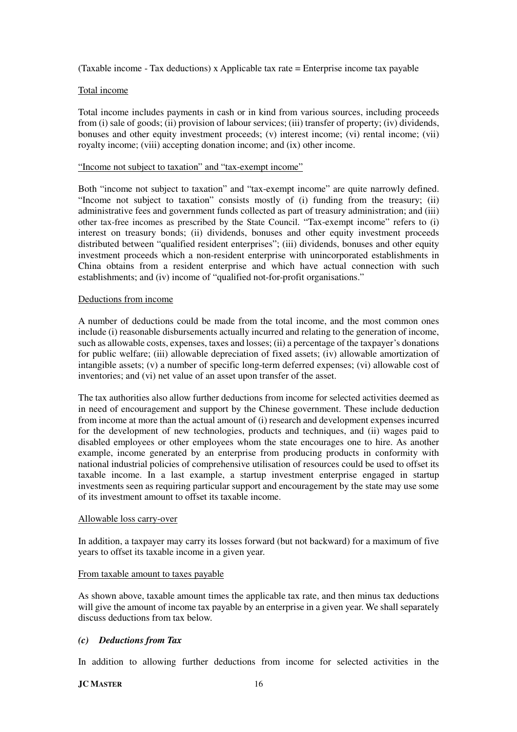(Taxable income - Tax deductions) x Applicable tax rate = Enterprise income tax payable

Total income

Total income includes payments in cash or in kind from various sources, including proceeds from (i) sale of goods; (ii) provision of labour services; (iii) transfer of property; (iv) dividends, bonuses and other equity investment proceeds; (v) interest income; (vi) rental income; (vii) royalty income; (viii) accepting donation income; and (ix) other income.

"Income not subject to taxation" and "tax-exempt income"

Both "income not subject to taxation" and "tax-exempt income" are quite narrowly defined. "Income not subject to taxation" consists mostly of (i) funding from the treasury; (ii) administrative fees and government funds collected as part of treasury administration; and (iii) other tax-free incomes as prescribed by the State Council. "Tax-exempt income" refers to (i) interest on treasury bonds; (ii) dividends, bonuses and other equity investment proceeds distributed between "qualified resident enterprises"; (iii) dividends, bonuses and other equity investment proceeds which a non-resident enterprise with unincorporated establishments in China obtains from a resident enterprise and which have actual connection with such establishments; and (iv) income of "qualified not-for-profit organisations."

Deductions from income

A number of deductions could be made from the total income, and the most common ones include (i) reasonable disbursements actually incurred and relating to the generation of income, such as allowable costs, expenses, taxes and losses; (ii) a percentage of the taxpayer's donations for public welfare; (iii) allowable depreciation of fixed assets; (iv) allowable amortization of intangible assets; (v) a number of specific long-term deferred expenses; (vi) allowable cost of inventories; and (vi) net value of an asset upon transfer of the asset.

The tax authorities also allow further deductions from income for selected activities deemed as in need of encouragement and support by the Chinese government. These include deduction from income at more than the actual amount of (i) research and development expenses incurred for the development of new technologies, products and techniques, and (ii) wages paid to disabled employees or other employees whom the state encourages one to hire. As another example, income generated by an enterprise from producing products in conformity with national industrial policies of comprehensive utilisation of resources could be used to offset its taxable income. In a last example, a startup investment enterprise engaged in startup investments seen as requiring particular support and encouragement by the state may use some of its investment amount to offset its taxable income.

Allowable loss carry-over

In addition, a taxpayer may carry its losses forward (but not backward) for a maximum of five years to offset its taxable income in a given year.

From taxable amount to taxes payable

As shown above, taxable amount times the applicable tax rate, and then minus tax deductions will give the amount of income tax payable by an enterprise in a given year. We shall separately discuss deductions from tax below.

### *(c) Deductions from Tax*

In addition to allowing further deductions from income for selected activities in the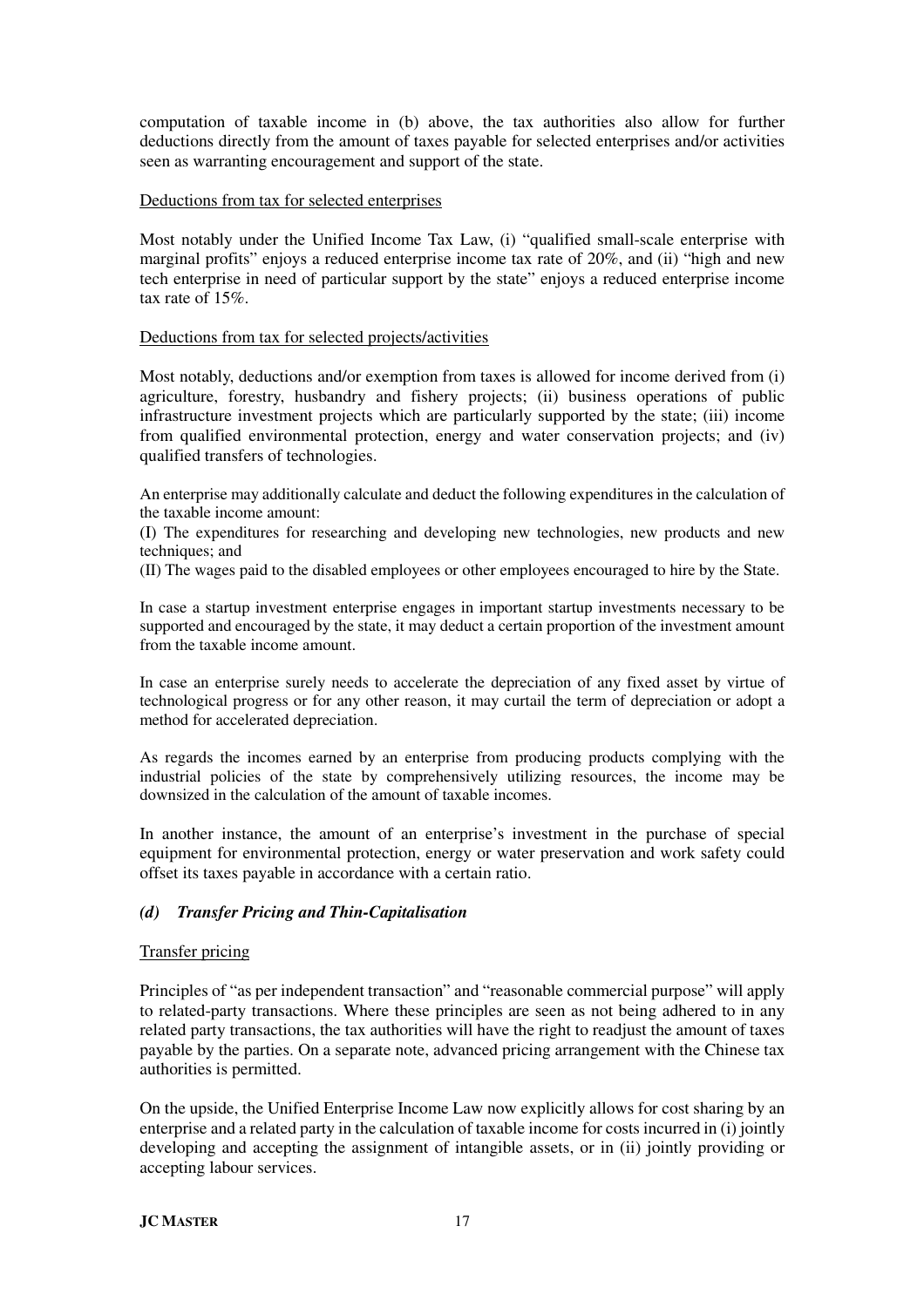computation of taxable income in (b) above, the tax authorities also allow for further deductions directly from the amount of taxes payable for selected enterprises and/or activities seen as warranting encouragement and support of the state.

Deductions from tax for selected enterprises

Most notably under the Unified Income Tax Law, (i) "qualified small-scale enterprise with marginal profits" enjoys a reduced enterprise income tax rate of 20%, and (ii) "high and new tech enterprise in need of particular support by the state" enjoys a reduced enterprise income tax rate of 15%.

Deductions from tax for selected projects/activities

Most notably, deductions and/or exemption from taxes is allowed for income derived from (i) agriculture, forestry, husbandry and fishery projects; (ii) business operations of public infrastructure investment projects which are particularly supported by the state; (iii) income from qualified environmental protection, energy and water conservation projects; and (iv) qualified transfers of technologies.

An enterprise may additionally calculate and deduct the following expenditures in the calculation of the taxable income amount:

(I) The expenditures for researching and developing new technologies, new products and new techniques; and

(II) The wages paid to the disabled employees or other employees encouraged to hire by the State.

In case a startup investment enterprise engages in important startup investments necessary to be supported and encouraged by the state, it may deduct a certain proportion of the investment amount from the taxable income amount.

In case an enterprise surely needs to accelerate the depreciation of any fixed asset by virtue of technological progress or for any other reason, it may curtail the term of depreciation or adopt a method for accelerated depreciation.

As regards the incomes earned by an enterprise from producing products complying with the industrial policies of the state by comprehensively utilizing resources, the income may be downsized in the calculation of the amount of taxable incomes.

In another instance, the amount of an enterprise's investment in the purchase of special equipment for environmental protection, energy or water preservation and work safety could offset its taxes payable in accordance with a certain ratio.

### *(d) Transfer Pricing and Thin-Capitalisation*

Transfer pricing

Principles of "as per independent transaction" and "reasonable commercial purpose" will apply to related-party transactions. Where these principles are seen as not being adhered to in any related party transactions, the tax authorities will have the right to readjust the amount of taxes payable by the parties. On a separate note, advanced pricing arrangement with the Chinese tax authorities is permitted.

On the upside, the Unified Enterprise Income Law now explicitly allows for cost sharing by an enterprise and a related party in the calculation of taxable income for costs incurred in (i) jointly developing and accepting the assignment of intangible assets, or in (ii) jointly providing or accepting labour services.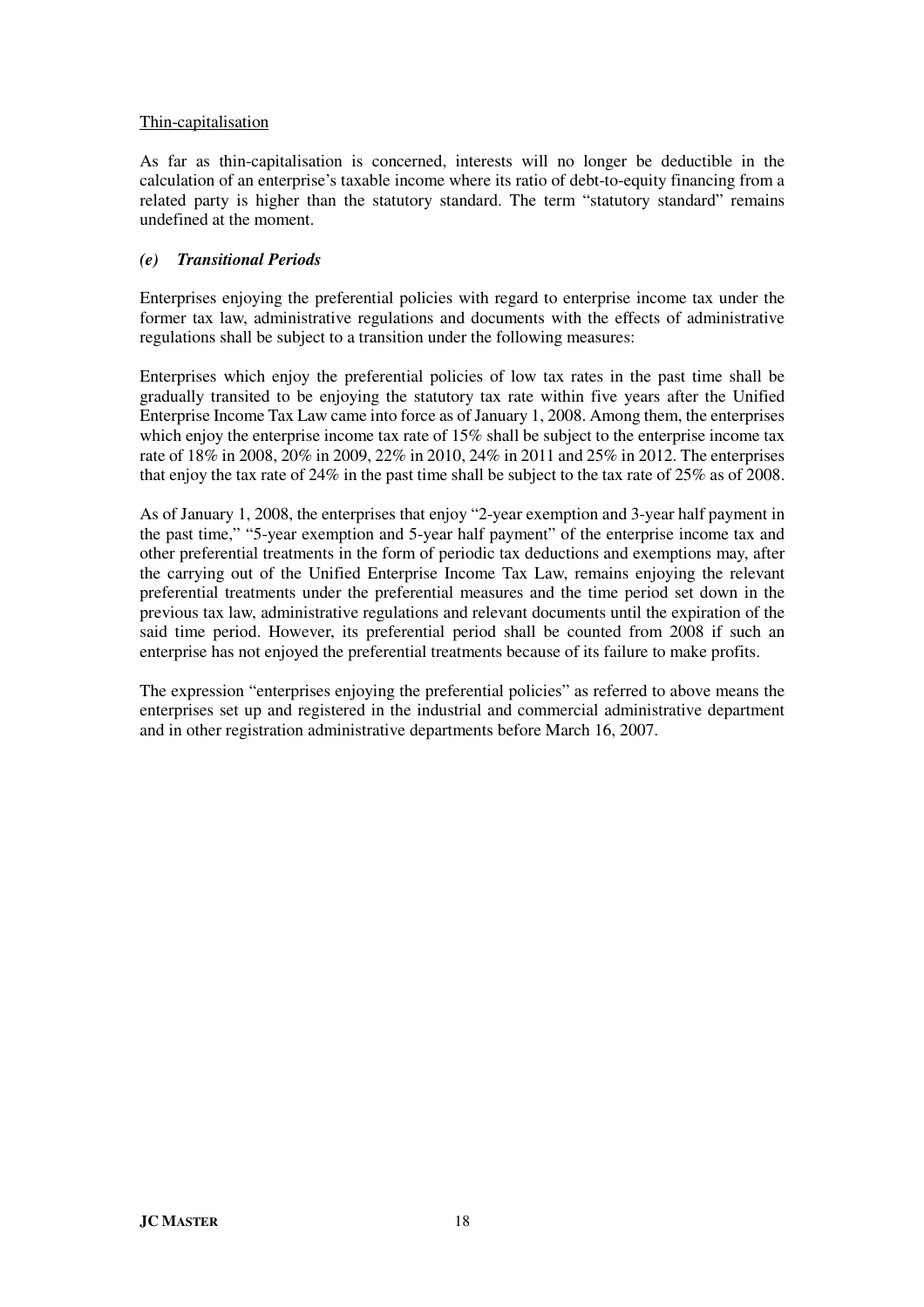<u>Thin-capitalisation</u>

As far as thin-capitalisation is concerned, interests will no longer be deductible in the calculation of an enterprise's taxable income where its ratio of debt-to-equity financing from a related party is higher than the statutory standard. The term "statutory standard" remains undefined at the moment.

### *(e) Transitional Periods*

Enterprises enjoying the preferential policies with regard to enterprise income tax under the former tax law, administrative regulations and documents with the effects of administrative regulations shall be subject to a transition under the following measures:

Enterprises which enjoy the preferential policies of low tax rates in the past time shall be gradually transited to be enjoying the statutory tax rate within five years after the Unified Enterprise Income Tax Law came into force as of January 1, 2008. Among them, the enterprises which enjoy the enterprise income tax rate of 15% shall be subject to the enterprise income tax rate of 18% in 2008, 20% in 2009, 22% in 2010, 24% in 2011 and 25% in 2012. The enterprises that enjoy the tax rate of 24% in the past time shall be subject to the tax rate of 25% as of 2008.

As of January 1, 2008, the enterprises that enjoy "2-year exemption and 3-year half payment in the past time," "5-year exemption and 5-year half payment" of the enterprise income tax and other preferential treatments in the form of periodic tax deductions and exemptions may, after the carrying out of the Unified Enterprise Income Tax Law, remains enjoying the relevant preferential treatments under the preferential measures and the time period set down in the previous tax law, administrative regulations and relevant documents until the expiration of the said time period. However, its preferential period shall be counted from 2008 if such an enterprise has not enjoyed the preferential treatments because of its failure to make profits.

The expression "enterprises enjoying the preferential policies" as referred to above means the enterprises set up and registered in the industrial and commercial administrative department and in other registration administrative departments before March 16, 2007.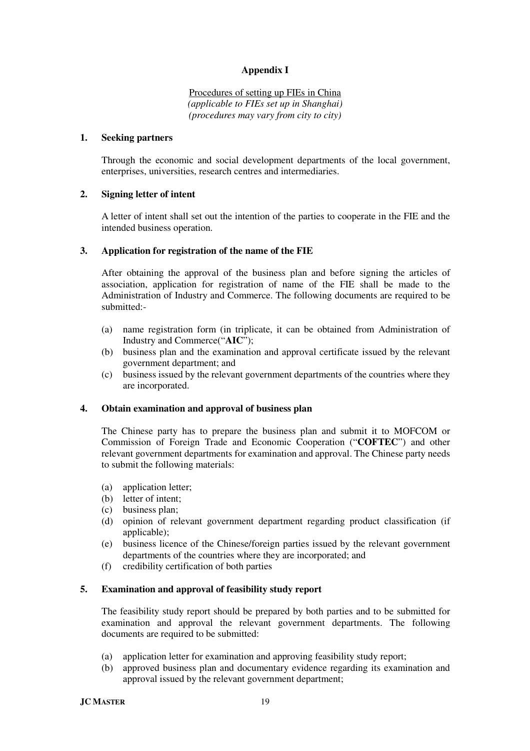# Appendix I

Procedures of setting up FIEs in China
*(applicable to FIEs set up in Shanghai)*
*(procedures may vary from city to city)*

## 1. Seeking partners

Through the economic and social development departments of the local government, enterprises, universities, research centres and intermediaries.

## 2. Signing letter of intent

A letter of intent shall set out the intention of the parties to cooperate in the FIE and the intended business operation.

## 3. Application for registration of the name of the FIE

After obtaining the approval of the business plan and before signing the articles of association, application for registration of name of the FIE shall be made to the Administration of Industry and Commerce. The following documents are required to be submitted:-

(a) name registration form (in triplicate, it can be obtained from Administration of Industry and Commerce("**AIC**");
(b) business plan and the examination and approval certificate issued by the relevant government department; and
(c) business issued by the relevant government departments of the countries where they are incorporated.

## 4. Obtain examination and approval of business plan

The Chinese party has to prepare the business plan and submit it to MOFCOM or Commission of Foreign Trade and Economic Cooperation ("**COFTEC**") and other relevant government departments for examination and approval. The Chinese party needs to submit the following materials:

(a) application letter;
(b) letter of intent;
(c) business plan;
(d) opinion of relevant government department regarding product classification (if applicable);
(e) business licence of the Chinese/foreign parties issued by the relevant government departments of the countries where they are incorporated; and
(f) credibility certification of both parties

## 5. Examination and approval of feasibility study report

The feasibility study report should be prepared by both parties and to be submitted for examination and approval the relevant government departments. The following documents are required to be submitted:

(a) application letter for examination and approving feasibility study report;
(b) approved business plan and documentary evidence regarding its examination and approval issued by the relevant government department;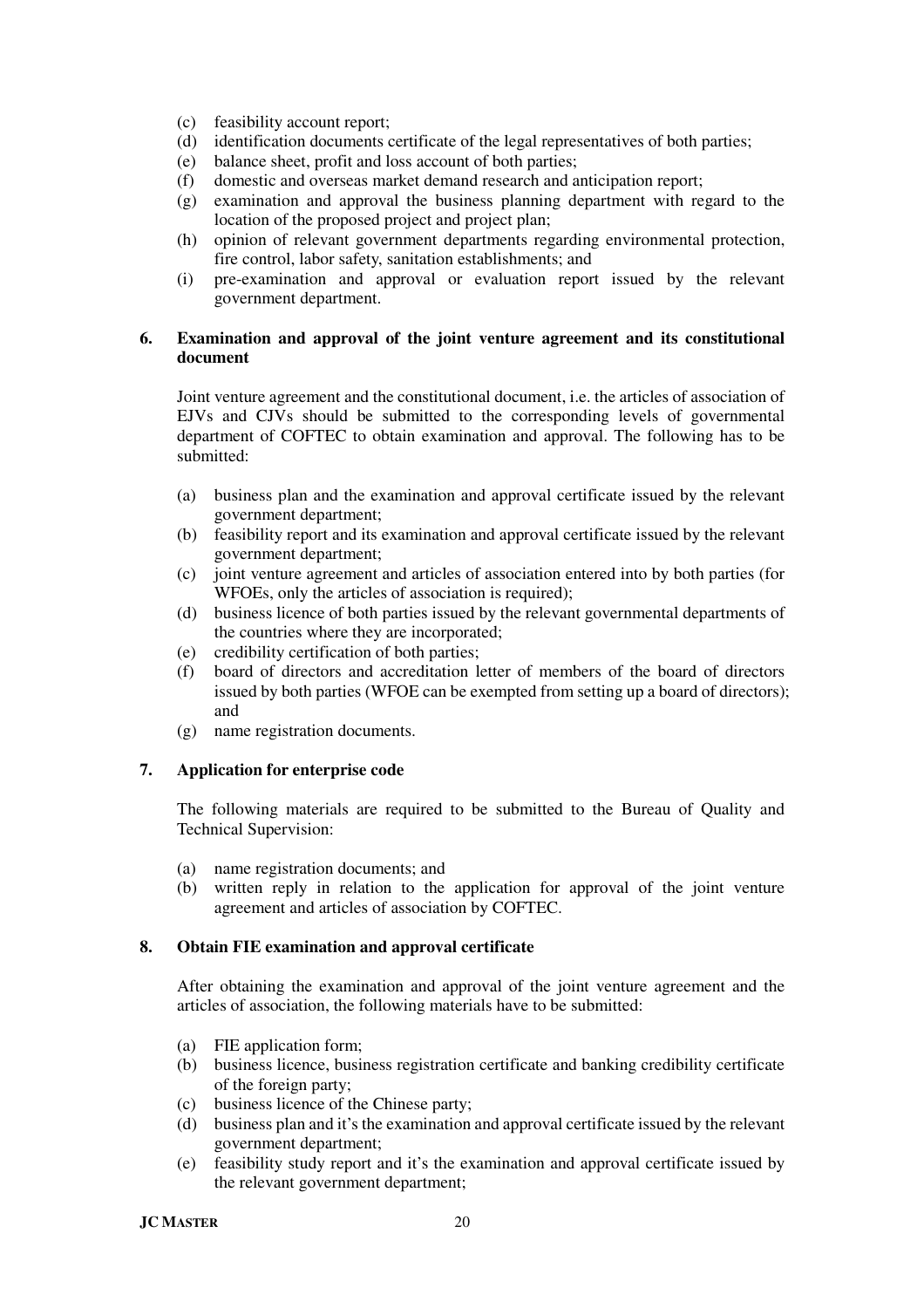(c) feasibility account report;
(d) identification documents certificate of the legal representatives of both parties;
(e) balance sheet, profit and loss account of both parties;
(f) domestic and overseas market demand research and anticipation report;
(g) examination and approval the business planning department with regard to the location of the proposed project and project plan;
(h) opinion of relevant government departments regarding environmental protection, fire control, labor safety, sanitation establishments; and
(i) pre-examination and approval or evaluation report issued by the relevant government department.

**6. Examination and approval of the joint venture agreement and its constitutional document**

Joint venture agreement and the constitutional document, i.e. the articles of association of EJVs and CJVs should be submitted to the corresponding levels of governmental department of COFTEC to obtain examination and approval. The following has to be submitted:

(a) business plan and the examination and approval certificate issued by the relevant government department;
(b) feasibility report and its examination and approval certificate issued by the relevant government department;
(c) joint venture agreement and articles of association entered into by both parties (for WFOEs, only the articles of association is required);
(d) business licence of both parties issued by the relevant governmental departments of the countries where they are incorporated;
(e) credibility certification of both parties;
(f) board of directors and accreditation letter of members of the board of directors issued by both parties (WFOE can be exempted from setting up a board of directors); and
(g) name registration documents.

**7. Application for enterprise code**

The following materials are required to be submitted to the Bureau of Quality and Technical Supervision:

(a) name registration documents; and
(b) written reply in relation to the application for approval of the joint venture agreement and articles of association by COFTEC.

**8. Obtain FIE examination and approval certificate**

After obtaining the examination and approval of the joint venture agreement and the articles of association, the following materials have to be submitted:

(a) FIE application form;
(b) business licence, business registration certificate and banking credibility certificate of the foreign party;
(c) business licence of the Chinese party;
(d) business plan and it's the examination and approval certificate issued by the relevant government department;
(e) feasibility study report and it's the examination and approval certificate issued by the relevant government department;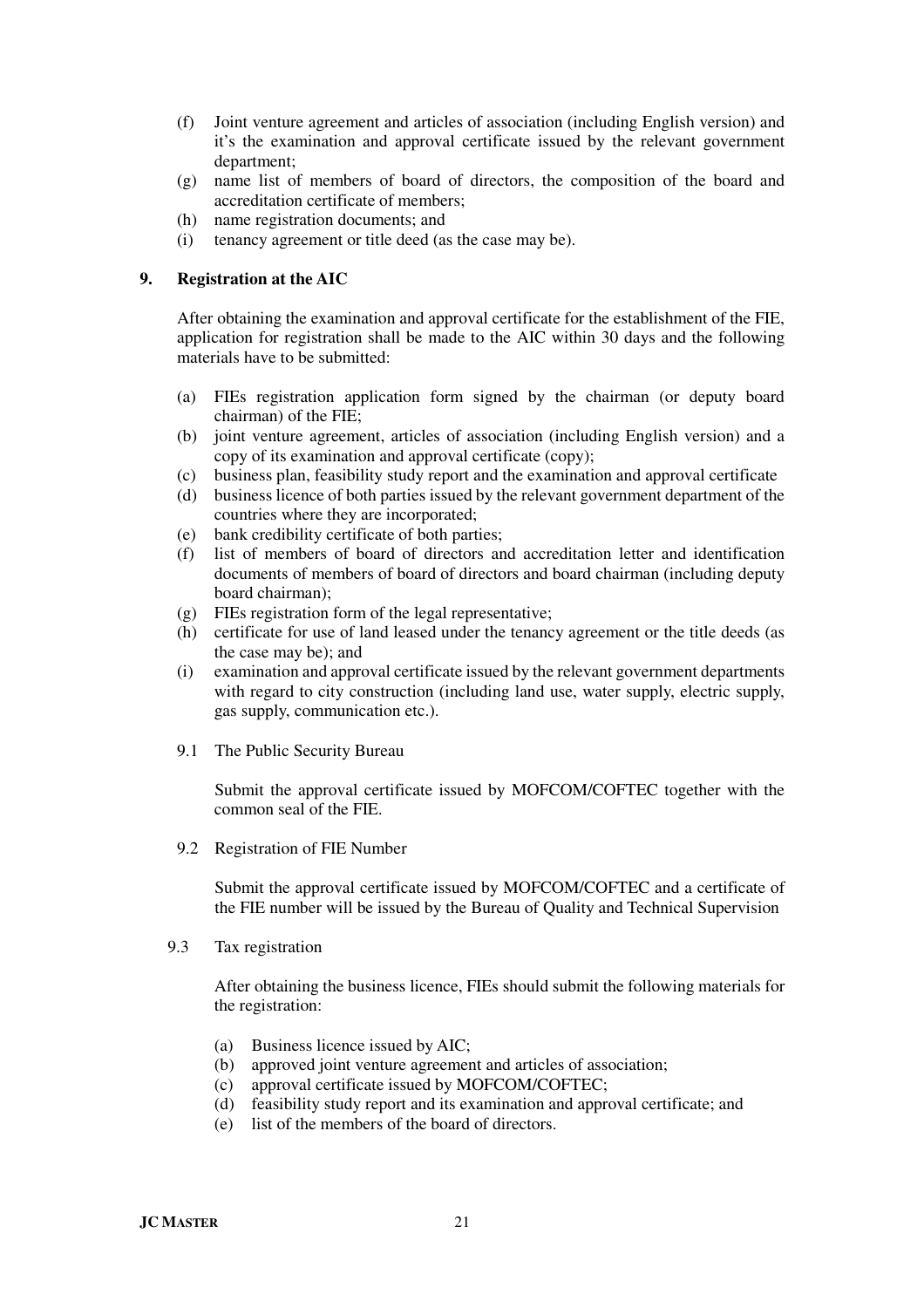(f) Joint venture agreement and articles of association (including English version) and it's the examination and approval certificate issued by the relevant government department;
(g) name list of members of board of directors, the composition of the board and accreditation certificate of members;
(h) name registration documents; and
(i) tenancy agreement or title deed (as the case may be).

## 9. Registration at the AIC

After obtaining the examination and approval certificate for the establishment of the FIE, application for registration shall be made to the AIC within 30 days and the following materials have to be submitted:

(a) FIEs registration application form signed by the chairman (or deputy board chairman) of the FIE;
(b) joint venture agreement, articles of association (including English version) and a copy of its examination and approval certificate (copy);
(c) business plan, feasibility study report and the examination and approval certificate
(d) business licence of both parties issued by the relevant government department of the countries where they are incorporated;
(e) bank credibility certificate of both parties;
(f) list of members of board of directors and accreditation letter and identification documents of members of board of directors and board chairman (including deputy board chairman);
(g) FIEs registration form of the legal representative;
(h) certificate for use of land leased under the tenancy agreement or the title deeds (as the case may be); and
(i) examination and approval certificate issued by the relevant government departments with regard to city construction (including land use, water supply, electric supply, gas supply, communication etc.).

### 9.1 The Public Security Bureau

Submit the approval certificate issued by MOFCOM/COFTEC together with the common seal of the FIE.

### 9.2 Registration of FIE Number

Submit the approval certificate issued by MOFCOM/COFTEC and a certificate of the FIE number will be issued by the Bureau of Quality and Technical Supervision

### 9.3 Tax registration

After obtaining the business licence, FIEs should submit the following materials for the registration:

(a) Business licence issued by AIC;
(b) approved joint venture agreement and articles of association;
(c) approval certificate issued by MOFCOM/COFTEC;
(d) feasibility study report and its examination and approval certificate; and
(e) list of the members of the board of directors.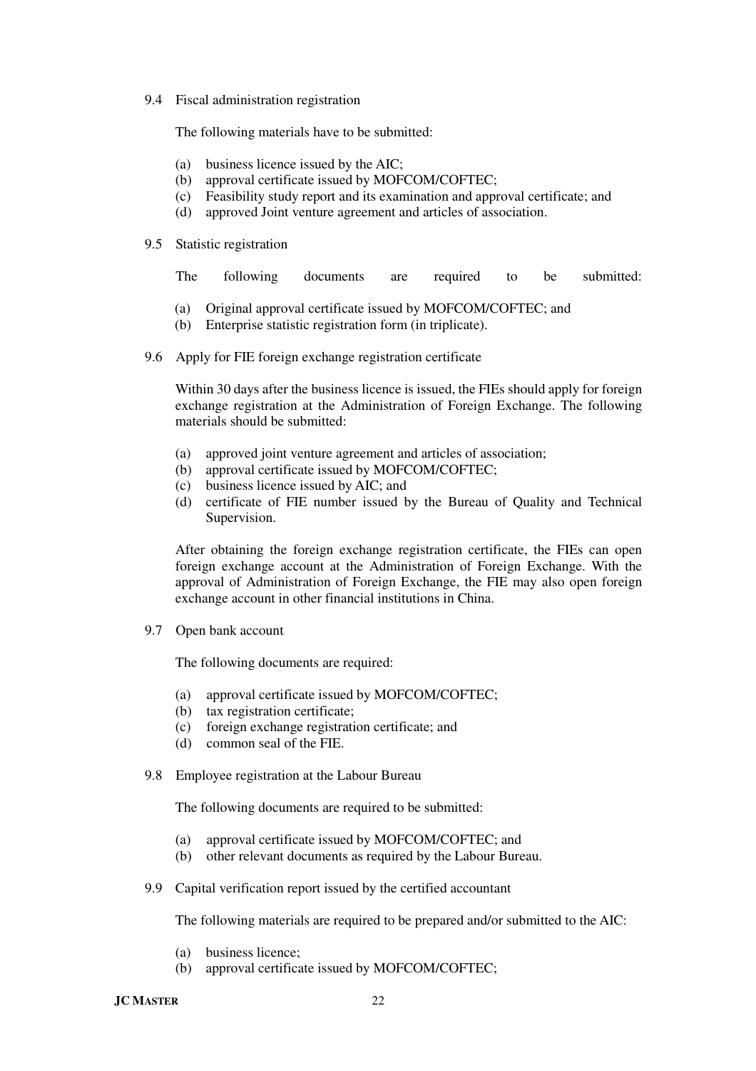9.4 Fiscal administration registration

The following materials have to be submitted:

(a) business licence issued by the AIC;
(b) approval certificate issued by MOFCOM/COFTEC;
(c) Feasibility study report and its examination and approval certificate; and
(d) approved Joint venture agreement and articles of association.

9.5 Statistic registration

The following documents are required to be submitted:

(a) Original approval certificate issued by MOFCOM/COFTEC; and
(b) Enterprise statistic registration form (in triplicate).

9.6 Apply for FIE foreign exchange registration certificate

Within 30 days after the business licence is issued, the FIEs should apply for foreign exchange registration at the Administration of Foreign Exchange. The following materials should be submitted:

(a) approved joint venture agreement and articles of association;
(b) approval certificate issued by MOFCOM/COFTEC;
(c) business licence issued by AIC; and
(d) certificate of FIE number issued by the Bureau of Quality and Technical Supervision.

After obtaining the foreign exchange registration certificate, the FIEs can open foreign exchange account at the Administration of Foreign Exchange. With the approval of Administration of Foreign Exchange, the FIE may also open foreign exchange account in other financial institutions in China.

9.7 Open bank account

The following documents are required:

(a) approval certificate issued by MOFCOM/COFTEC;
(b) tax registration certificate;
(c) foreign exchange registration certificate; and
(d) common seal of the FIE.

9.8 Employee registration at the Labour Bureau

The following documents are required to be submitted:

(a) approval certificate issued by MOFCOM/COFTEC; and
(b) other relevant documents as required by the Labour Bureau.

9.9 Capital verification report issued by the certified accountant

The following materials are required to be prepared and/or submitted to the AIC:

(a) business licence;
(b) approval certificate issued by MOFCOM/COFTEC;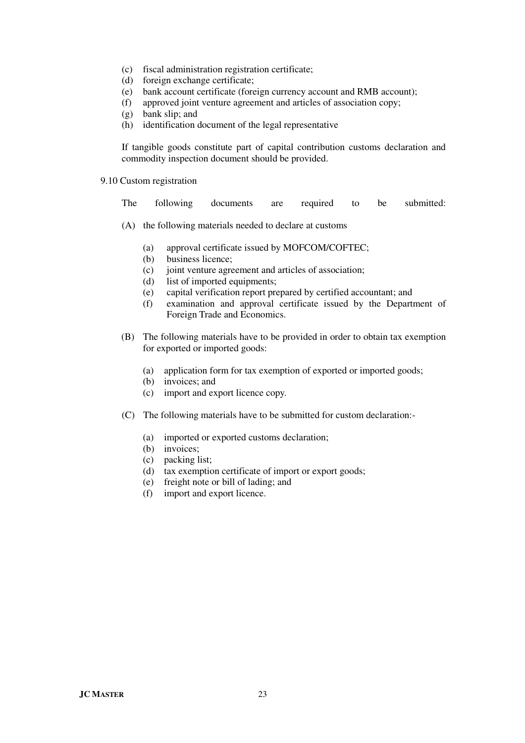(c) fiscal administration registration certificate;
(d) foreign exchange certificate;
(e) bank account certificate (foreign currency account and RMB account);
(f) approved joint venture agreement and articles of association copy;
(g) bank slip; and
(h) identification document of the legal representative

If tangible goods constitute part of capital contribution customs declaration and commodity inspection document should be provided.

9.10 Custom registration

The following documents are required to be submitted:

(A) the following materials needed to declare at customs

(a) approval certificate issued by MOFCOM/COFTEC;
(b) business licence;
(c) joint venture agreement and articles of association;
(d) list of imported equipments;
(e) capital verification report prepared by certified accountant; and
(f) examination and approval certificate issued by the Department of Foreign Trade and Economics.

(B) The following materials have to be provided in order to obtain tax exemption for exported or imported goods:

(a) application form for tax exemption of exported or imported goods;
(b) invoices; and
(c) import and export licence copy.

(C) The following materials have to be submitted for custom declaration:-

(a) imported or exported customs declaration;
(b) invoices;
(c) packing list;
(d) tax exemption certificate of import or export goods;
(e) freight note or bill of lading; and
(f) import and export licence.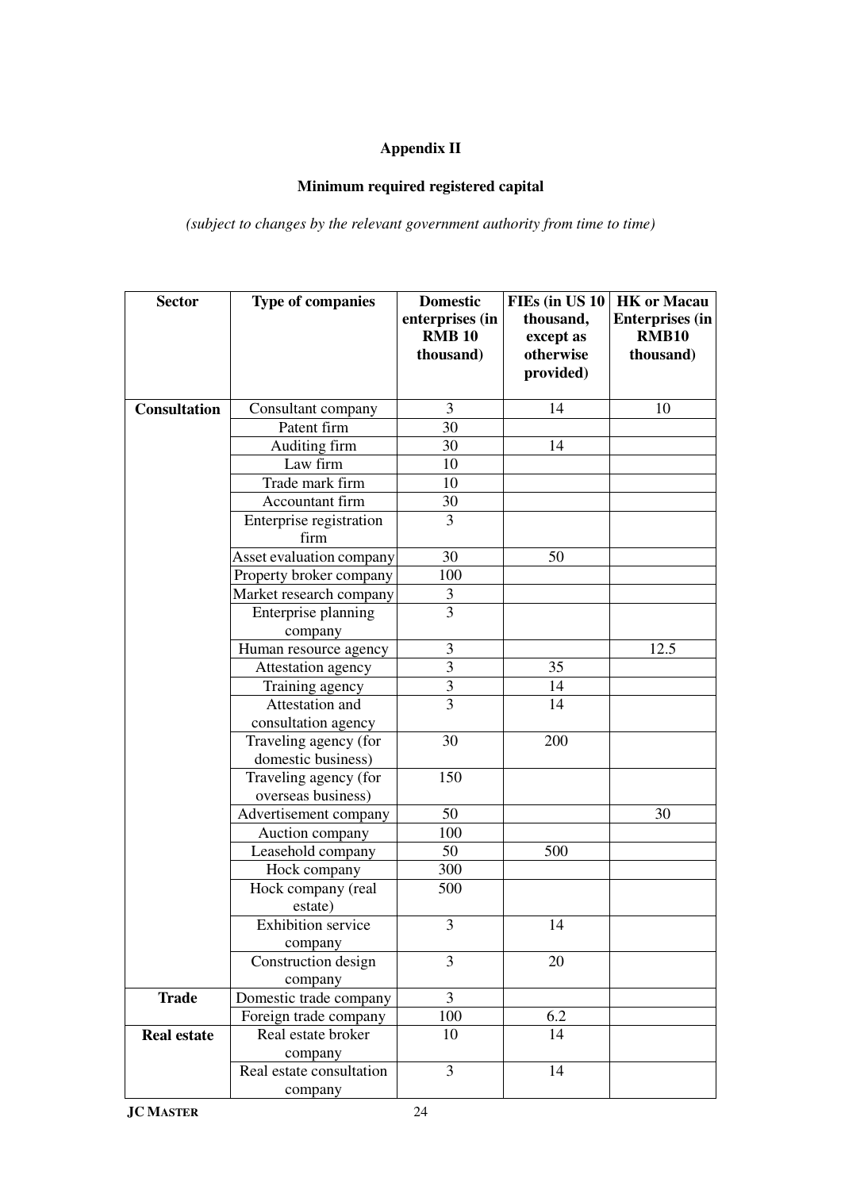# Appendix II

## Minimum required registered capital

*(subject to changes by the relevant government authority from time to time)*

| Sector | Type of companies | Domestic enterprises (in RMB 10 thousand) | FIEs (in US 10 thousand, except as otherwise provided) | HK or Macau Enterprises (in RMB10 thousand) |
|---|---|---|---|---|
| **Consultation** | Consultant company | 3 | 14 | 10 |
| | Patent firm | 30 | | |
| | Auditing firm | 30 | 14 | |
| | Law firm | 10 | | |
| | Trade mark firm | 10 | | |
| | Accountant firm | 30 | | |
| | Enterprise registration firm | 3 | | |
| | Asset evaluation company | 30 | 50 | |
| | Property broker company | 100 | | |
| | Market research company | 3 | | |
| | Enterprise planning company | 3 | | |
| | Human resource agency | 3 | | 12.5 |
| | Attestation agency | 3 | 35 | |
| | Training agency | 3 | 14 | |
| | Attestation and consultation agency | 3 | 14 | |
| | Traveling agency (for domestic business) | 30 | 200 | |
| | Traveling agency (for overseas business) | 150 | | |
| | Advertisement company | 50 | | 30 |
| | Auction company | 100 | | |
| | Leasehold company | 50 | 500 | |
| | Hock company | 300 | | |
| | Hock company (real estate) | 500 | | |
| | Exhibition service company | 3 | 14 | |
| | Construction design company | 3 | 20 | |
| **Trade** | Domestic trade company | 3 | | |
| | Foreign trade company | 100 | 6.2 | |
| **Real estate** | Real estate broker company | 10 | 14 | |
| | Real estate consultation company | 3 | 14 | |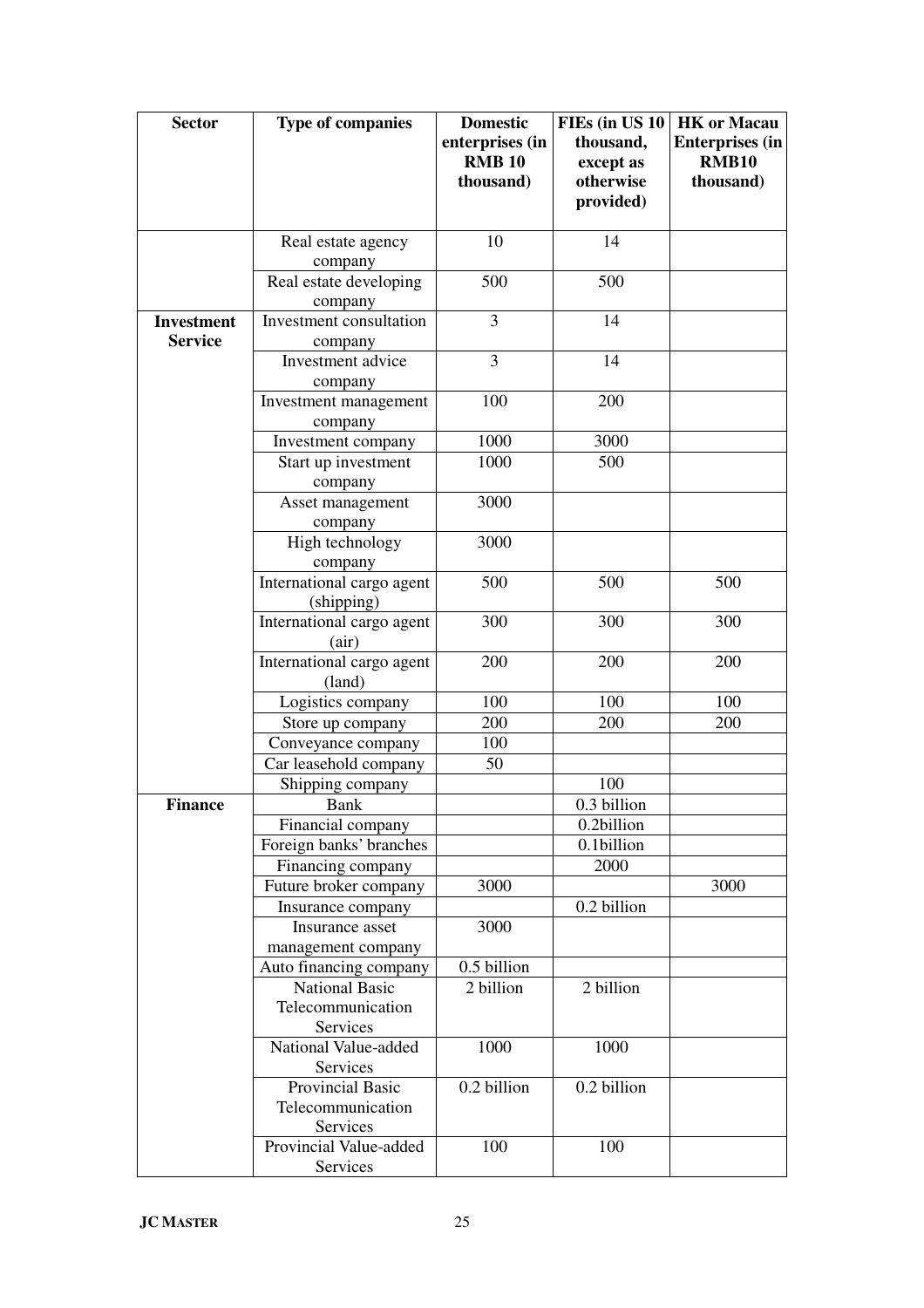| Sector | Type of companies | Domestic enterprises (in RMB 10 thousand) | FIEs (in US 10 thousand, except as otherwise provided) | HK or Macau Enterprises (in RMB10 thousand) |
|---|---|---|---|---|
| | Real estate agency company | 10 | 14 | |
| | Real estate developing company | 500 | 500 | |
| **Investment Service** | Investment consultation company | 3 | 14 | |
| | Investment advice company | 3 | 14 | |
| | Investment management company | 100 | 200 | |
| | Investment company | 1000 | 3000 | |
| | Start up investment company | 1000 | 500 | |
| | Asset management company | 3000 | | |
| | High technology company | 3000 | | |
| | International cargo agent (shipping) | 500 | 500 | 500 |
| | International cargo agent (air) | 300 | 300 | 300 |
| | International cargo agent (land) | 200 | 200 | 200 |
| | Logistics company | 100 | 100 | 100 |
| | Store up company | 200 | 200 | 200 |
| | Conveyance company | 100 | | |
| | Car leasehold company | 50 | | |
| | Shipping company | | 100 | |
| **Finance** | Bank | | 0.3 billion | |
| | Financial company | | 0.2billion | |
| | Foreign banks' branches | | 0.1billion | |
| | Financing company | | 2000 | |
| | Future broker company | 3000 | | 3000 |
| | Insurance company | | 0.2 billion | |
| | Insurance asset management company | 3000 | | |
| | Auto financing company | 0.5 billion | | |
| | National Basic Telecommunication Services | 2 billion | 2 billion | |
| | National Value-added Services | 1000 | 1000 | |
| | Provincial Basic Telecommunication Services | 0.2 billion | 0.2 billion | |
| | Provincial Value-added Services | 100 | 100 | |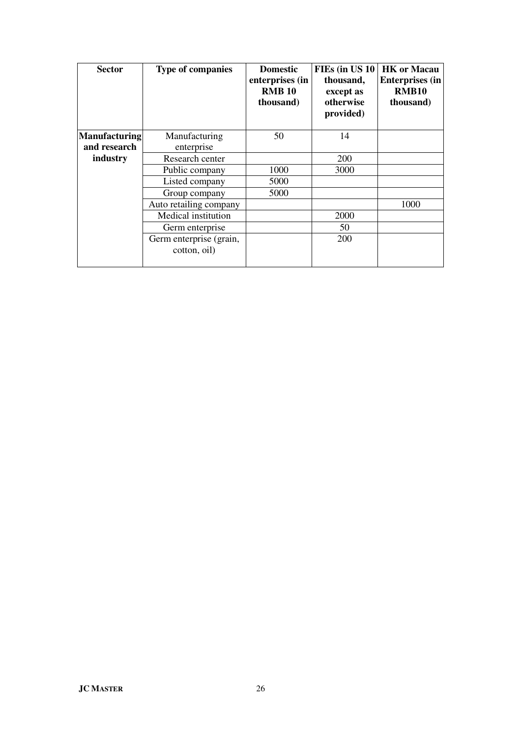| Sector | Type of companies | Domestic enterprises (in RMB 10 thousand) | FIEs (in US 10 thousand, except as otherwise provided) | HK or Macau Enterprises (in RMB10 thousand) |
|---|---|---|---|---|
| **Manufacturing and research industry** | Manufacturing enterprise | 50 | 14 | |
| | Research center | | 200 | |
| | Public company | 1000 | 3000 | |
| | Listed company | 5000 | | |
| | Group company | 5000 | | |
| | Auto retailing company | | | 1000 |
| | Medical institution | | 2000 | |
| | Germ enterprise | | 50 | |
| | Germ enterprise (grain, cotton, oil) | | 200 | |